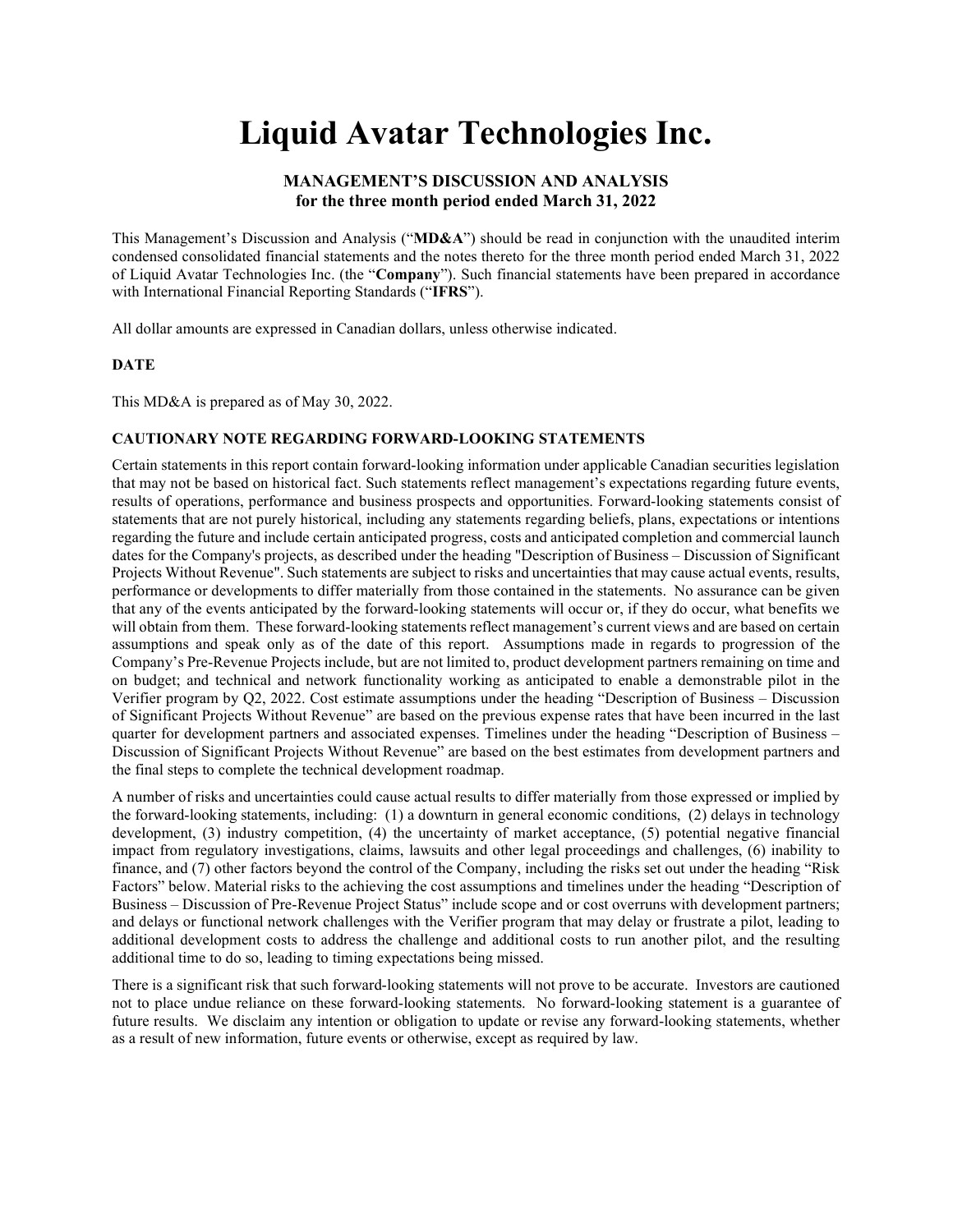# Liquid Avatar Technologies Inc.

**MANAGEMENT'S DISCUSSION AND ANALYSIS**
**for the three month period ended March 31, 2022**

This Management's Discussion and Analysis ("**MD&A**") should be read in conjunction with the unaudited interim condensed consolidated financial statements and the notes thereto for the three month period ended March 31, 2022 of Liquid Avatar Technologies Inc. (the "**Company**"). Such financial statements have been prepared in accordance with International Financial Reporting Standards ("**IFRS**").

All dollar amounts are expressed in Canadian dollars, unless otherwise indicated.

## DATE

This MD&A is prepared as of May 30, 2022.

## CAUTIONARY NOTE REGARDING FORWARD-LOOKING STATEMENTS

Certain statements in this report contain forward-looking information under applicable Canadian securities legislation that may not be based on historical fact. Such statements reflect management's expectations regarding future events, results of operations, performance and business prospects and opportunities. Forward-looking statements consist of statements that are not purely historical, including any statements regarding beliefs, plans, expectations or intentions regarding the future and include certain anticipated progress, costs and anticipated completion and commercial launch dates for the Company's projects, as described under the heading "Description of Business – Discussion of Significant Projects Without Revenue". Such statements are subject to risks and uncertainties that may cause actual events, results, performance or developments to differ materially from those contained in the statements. No assurance can be given that any of the events anticipated by the forward-looking statements will occur or, if they do occur, what benefits we will obtain from them. These forward-looking statements reflect management's current views and are based on certain assumptions and speak only as of the date of this report. Assumptions made in regards to progression of the Company's Pre-Revenue Projects include, but are not limited to, product development partners remaining on time and on budget; and technical and network functionality working as anticipated to enable a demonstrable pilot in the Verifier program by Q2, 2022. Cost estimate assumptions under the heading "Description of Business – Discussion of Significant Projects Without Revenue" are based on the previous expense rates that have been incurred in the last quarter for development partners and associated expenses. Timelines under the heading "Description of Business – Discussion of Significant Projects Without Revenue" are based on the best estimates from development partners and the final steps to complete the technical development roadmap.

A number of risks and uncertainties could cause actual results to differ materially from those expressed or implied by the forward-looking statements, including: (1) a downturn in general economic conditions, (2) delays in technology development, (3) industry competition, (4) the uncertainty of market acceptance, (5) potential negative financial impact from regulatory investigations, claims, lawsuits and other legal proceedings and challenges, (6) inability to finance, and (7) other factors beyond the control of the Company, including the risks set out under the heading "Risk Factors" below. Material risks to the achieving the cost assumptions and timelines under the heading "Description of Business – Discussion of Pre-Revenue Project Status" include scope and or cost overruns with development partners; and delays or functional network challenges with the Verifier program that may delay or frustrate a pilot, leading to additional development costs to address the challenge and additional costs to run another pilot, and the resulting additional time to do so, leading to timing expectations being missed.

There is a significant risk that such forward-looking statements will not prove to be accurate. Investors are cautioned not to place undue reliance on these forward-looking statements. No forward-looking statement is a guarantee of future results. We disclaim any intention or obligation to update or revise any forward-looking statements, whether as a result of new information, future events or otherwise, except as required by law.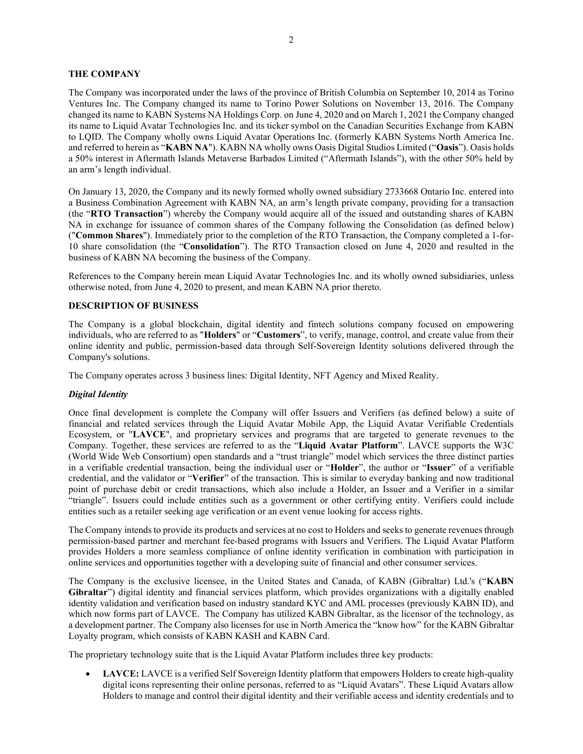## THE COMPANY

The Company was incorporated under the laws of the province of British Columbia on September 10, 2014 as Torino Ventures Inc. The Company changed its name to Torino Power Solutions on November 13, 2016. The Company changed its name to KABN Systems NA Holdings Corp. on June 4, 2020 and on March 1, 2021 the Company changed its name to Liquid Avatar Technologies Inc. and its ticker symbol on the Canadian Securities Exchange from KABN to LQID. The Company wholly owns Liquid Avatar Operations Inc. (formerly KABN Systems North America Inc. and referred to herein as "**KABN NA**"). KABN NA wholly owns Oasis Digital Studios Limited ("**Oasis**"). Oasis holds a 50% interest in Aftermath Islands Metaverse Barbados Limited ("Aftermath Islands"), with the other 50% held by an arm's length individual.

On January 13, 2020, the Company and its newly formed wholly owned subsidiary 2733668 Ontario Inc. entered into a Business Combination Agreement with KABN NA, an arm's length private company, providing for a transaction (the "**RTO Transaction**") whereby the Company would acquire all of the issued and outstanding shares of KABN NA in exchange for issuance of common shares of the Company following the Consolidation (as defined below) ("**Common Shares**"). Immediately prior to the completion of the RTO Transaction, the Company completed a 1-for-10 share consolidation (the "**Consolidation**"). The RTO Transaction closed on June 4, 2020 and resulted in the business of KABN NA becoming the business of the Company.

References to the Company herein mean Liquid Avatar Technologies Inc. and its wholly owned subsidiaries, unless otherwise noted, from June 4, 2020 to present, and mean KABN NA prior thereto.

## DESCRIPTION OF BUSINESS

The Company is a global blockchain, digital identity and fintech solutions company focused on empowering individuals, who are referred to as "**Holders**" or "**Customers**", to verify, manage, control, and create value from their online identity and public, permission-based data through Self-Sovereign Identity solutions delivered through the Company's solutions.

The Company operates across 3 business lines: Digital Identity, NFT Agency and Mixed Reality.

### *Digital Identity*

Once final development is complete the Company will offer Issuers and Verifiers (as defined below) a suite of financial and related services through the Liquid Avatar Mobile App, the Liquid Avatar Verifiable Credentials Ecosystem, or "**LAVCE**", and proprietary services and programs that are targeted to generate revenues to the Company. Together, these services are referred to as the "**Liquid Avatar Platform**". LAVCE supports the W3C (World Wide Web Consortium) open standards and a "trust triangle" model which services the three distinct parties in a verifiable credential transaction, being the individual user or "**Holder**", the author or "**Issuer**" of a verifiable credential, and the validator or "**Verifier**" of the transaction. This is similar to everyday banking and now traditional point of purchase debit or credit transactions, which also include a Holder, an Issuer and a Verifier in a similar "triangle". Issuers could include entities such as a government or other certifying entity. Verifiers could include entities such as a retailer seeking age verification or an event venue looking for access rights.

The Company intends to provide its products and services at no cost to Holders and seeks to generate revenues through permission-based partner and merchant fee-based programs with Issuers and Verifiers. The Liquid Avatar Platform provides Holders a more seamless compliance of online identity verification in combination with participation in online services and opportunities together with a developing suite of financial and other consumer services.

The Company is the exclusive licensee, in the United States and Canada, of KABN (Gibraltar) Ltd.'s ("**KABN Gibraltar**") digital identity and financial services platform, which provides organizations with a digitally enabled identity validation and verification based on industry standard KYC and AML processes (previously KABN ID), and which now forms part of LAVCE. The Company has utilized KABN Gibraltar, as the licensor of the technology, as a development partner. The Company also licenses for use in North America the "know how" for the KABN Gibraltar Loyalty program, which consists of KABN KASH and KABN Card.

The proprietary technology suite that is the Liquid Avatar Platform includes three key products:

- **LAVCE:** LAVCE is a verified Self Sovereign Identity platform that empowers Holders to create high-quality digital icons representing their online personas, referred to as "Liquid Avatars". These Liquid Avatars allow Holders to manage and control their digital identity and their verifiable access and identity credentials and to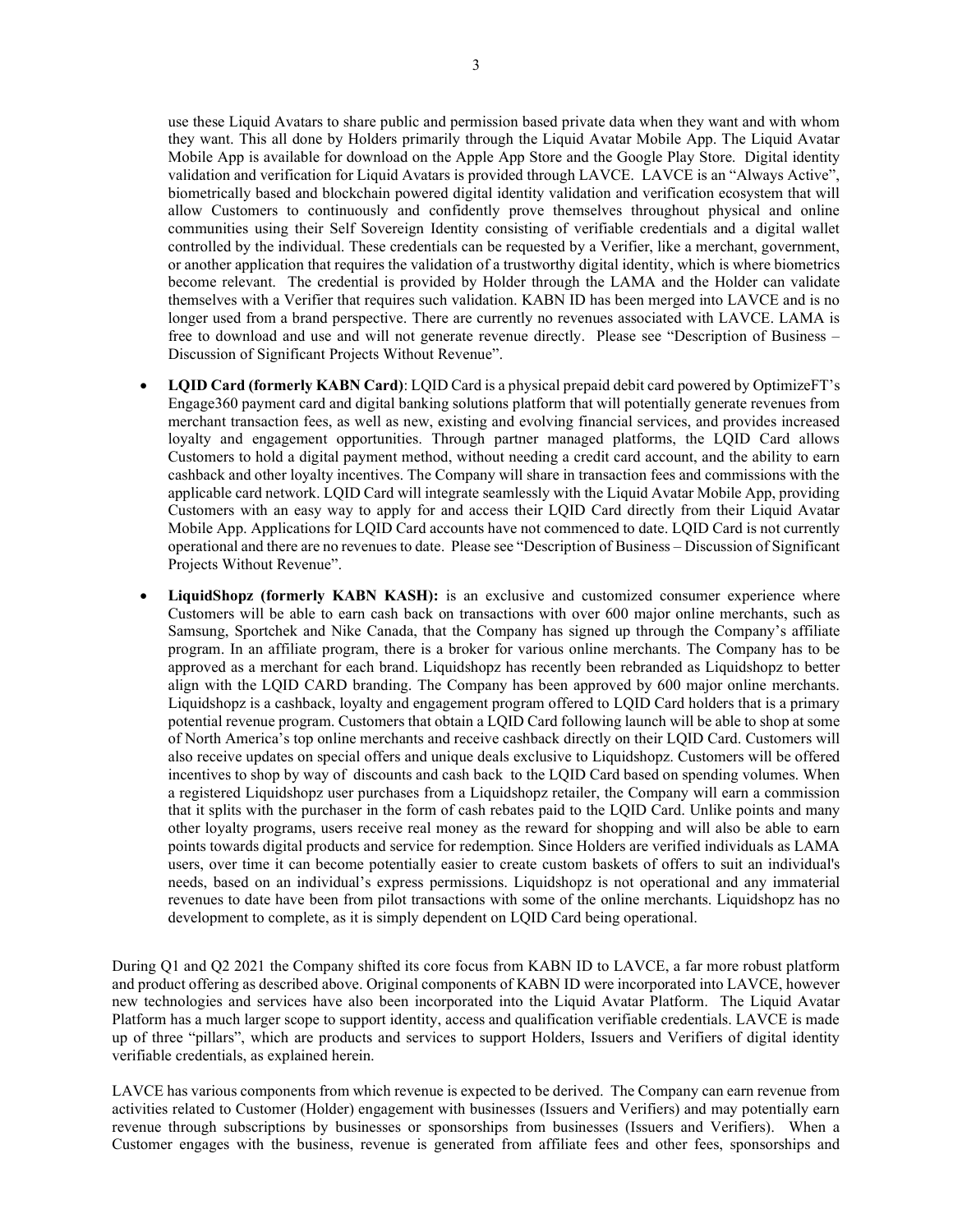use these Liquid Avatars to share public and permission based private data when they want and with whom they want. This all done by Holders primarily through the Liquid Avatar Mobile App. The Liquid Avatar Mobile App is available for download on the Apple App Store and the Google Play Store. Digital identity validation and verification for Liquid Avatars is provided through LAVCE. LAVCE is an "Always Active", biometrically based and blockchain powered digital identity validation and verification ecosystem that will allow Customers to continuously and confidently prove themselves throughout physical and online communities using their Self Sovereign Identity consisting of verifiable credentials and a digital wallet controlled by the individual. These credentials can be requested by a Verifier, like a merchant, government, or another application that requires the validation of a trustworthy digital identity, which is where biometrics become relevant. The credential is provided by Holder through the LAMA and the Holder can validate themselves with a Verifier that requires such validation. KABN ID has been merged into LAVCE and is no longer used from a brand perspective. There are currently no revenues associated with LAVCE. LAMA is free to download and use and will not generate revenue directly. Please see "Description of Business – Discussion of Significant Projects Without Revenue".

- **LQID Card (formerly KABN Card)**: LQID Card is a physical prepaid debit card powered by OptimizeFT's Engage360 payment card and digital banking solutions platform that will potentially generate revenues from merchant transaction fees, as well as new, existing and evolving financial services, and provides increased loyalty and engagement opportunities. Through partner managed platforms, the LQID Card allows Customers to hold a digital payment method, without needing a credit card account, and the ability to earn cashback and other loyalty incentives. The Company will share in transaction fees and commissions with the applicable card network. LQID Card will integrate seamlessly with the Liquid Avatar Mobile App, providing Customers with an easy way to apply for and access their LQID Card directly from their Liquid Avatar Mobile App. Applications for LQID Card accounts have not commenced to date. LQID Card is not currently operational and there are no revenues to date. Please see "Description of Business – Discussion of Significant Projects Without Revenue".

- **LiquidShopz (formerly KABN KASH):** is an exclusive and customized consumer experience where Customers will be able to earn cash back on transactions with over 600 major online merchants, such as Samsung, Sportchek and Nike Canada, that the Company has signed up through the Company's affiliate program. In an affiliate program, there is a broker for various online merchants. The Company has to be approved as a merchant for each brand. Liquidshopz has recently been rebranded as Liquidshopz to better align with the LQID CARD branding. The Company has been approved by 600 major online merchants. Liquidshopz is a cashback, loyalty and engagement program offered to LQID Card holders that is a primary potential revenue program. Customers that obtain a LQID Card following launch will be able to shop at some of North America's top online merchants and receive cashback directly on their LQID Card. Customers will also receive updates on special offers and unique deals exclusive to Liquidshopz. Customers will be offered incentives to shop by way of discounts and cash back to the LQID Card based on spending volumes. When a registered Liquidshopz user purchases from a Liquidshopz retailer, the Company will earn a commission that it splits with the purchaser in the form of cash rebates paid to the LQID Card. Unlike points and many other loyalty programs, users receive real money as the reward for shopping and will also be able to earn points towards digital products and service for redemption. Since Holders are verified individuals as LAMA users, over time it can become potentially easier to create custom baskets of offers to suit an individual's needs, based on an individual's express permissions. Liquidshopz is not operational and any immaterial revenues to date have been from pilot transactions with some of the online merchants. Liquidshopz has no development to complete, as it is simply dependent on LQID Card being operational.

During Q1 and Q2 2021 the Company shifted its core focus from KABN ID to LAVCE, a far more robust platform and product offering as described above. Original components of KABN ID were incorporated into LAVCE, however new technologies and services have also been incorporated into the Liquid Avatar Platform. The Liquid Avatar Platform has a much larger scope to support identity, access and qualification verifiable credentials. LAVCE is made up of three "pillars", which are products and services to support Holders, Issuers and Verifiers of digital identity verifiable credentials, as explained herein.

LAVCE has various components from which revenue is expected to be derived. The Company can earn revenue from activities related to Customer (Holder) engagement with businesses (Issuers and Verifiers) and may potentially earn revenue through subscriptions by businesses or sponsorships from businesses (Issuers and Verifiers). When a Customer engages with the business, revenue is generated from affiliate fees and other fees, sponsorships and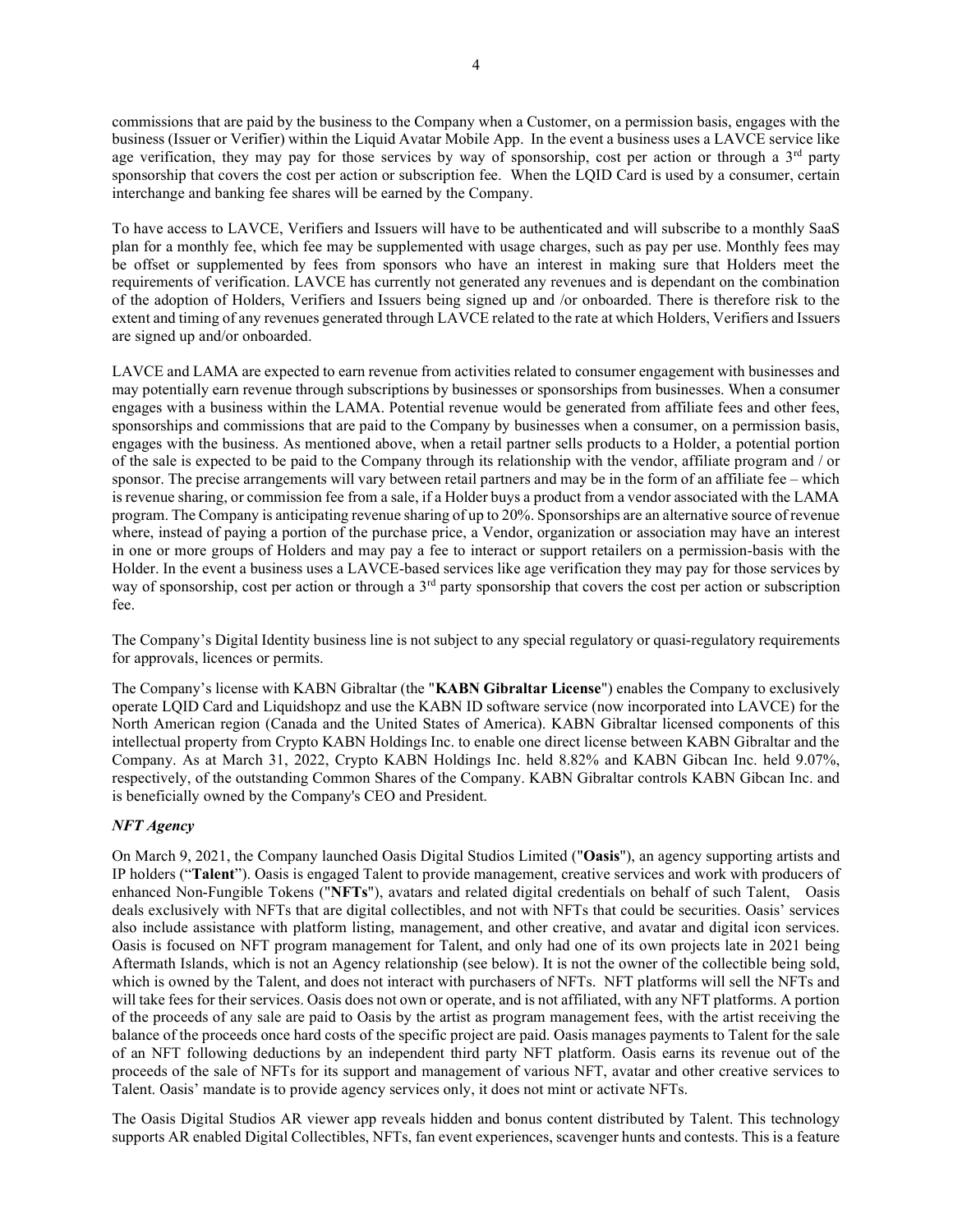commissions that are paid by the business to the Company when a Customer, on a permission basis, engages with the business (Issuer or Verifier) within the Liquid Avatar Mobile App. In the event a business uses a LAVCE service like age verification, they may pay for those services by way of sponsorship, cost per action or through a 3rd party sponsorship that covers the cost per action or subscription fee. When the LQID Card is used by a consumer, certain interchange and banking fee shares will be earned by the Company.

To have access to LAVCE, Verifiers and Issuers will have to be authenticated and will subscribe to a monthly SaaS plan for a monthly fee, which fee may be supplemented with usage charges, such as pay per use. Monthly fees may be offset or supplemented by fees from sponsors who have an interest in making sure that Holders meet the requirements of verification. LAVCE has currently not generated any revenues and is dependant on the combination of the adoption of Holders, Verifiers and Issuers being signed up and /or onboarded. There is therefore risk to the extent and timing of any revenues generated through LAVCE related to the rate at which Holders, Verifiers and Issuers are signed up and/or onboarded.

LAVCE and LAMA are expected to earn revenue from activities related to consumer engagement with businesses and may potentially earn revenue through subscriptions by businesses or sponsorships from businesses. When a consumer engages with a business within the LAMA. Potential revenue would be generated from affiliate fees and other fees, sponsorships and commissions that are paid to the Company by businesses when a consumer, on a permission basis, engages with the business. As mentioned above, when a retail partner sells products to a Holder, a potential portion of the sale is expected to be paid to the Company through its relationship with the vendor, affiliate program and / or sponsor. The precise arrangements will vary between retail partners and may be in the form of an affiliate fee – which is revenue sharing, or commission fee from a sale, if a Holder buys a product from a vendor associated with the LAMA program. The Company is anticipating revenue sharing of up to 20%. Sponsorships are an alternative source of revenue where, instead of paying a portion of the purchase price, a Vendor, organization or association may have an interest in one or more groups of Holders and may pay a fee to interact or support retailers on a permission-basis with the Holder. In the event a business uses a LAVCE-based services like age verification they may pay for those services by way of sponsorship, cost per action or through a 3rd party sponsorship that covers the cost per action or subscription fee.

The Company's Digital Identity business line is not subject to any special regulatory or quasi-regulatory requirements for approvals, licences or permits.

The Company's license with KABN Gibraltar (the "**KABN Gibraltar License**") enables the Company to exclusively operate LQID Card and Liquidshopz and use the KABN ID software service (now incorporated into LAVCE) for the North American region (Canada and the United States of America). KABN Gibraltar licensed components of this intellectual property from Crypto KABN Holdings Inc. to enable one direct license between KABN Gibraltar and the Company. As at March 31, 2022, Crypto KABN Holdings Inc. held 8.82% and KABN Gibcan Inc. held 9.07%, respectively, of the outstanding Common Shares of the Company. KABN Gibraltar controls KABN Gibcan Inc. and is beneficially owned by the Company's CEO and President.

***NFT Agency***

On March 9, 2021, the Company launched Oasis Digital Studios Limited ("**Oasis**"), an agency supporting artists and IP holders ("**Talent**"). Oasis is engaged Talent to provide management, creative services and work with producers of enhanced Non-Fungible Tokens ("**NFTs**"), avatars and related digital credentials on behalf of such Talent, Oasis deals exclusively with NFTs that are digital collectibles, and not with NFTs that could be securities. Oasis' services also include assistance with platform listing, management, and other creative, and avatar and digital icon services. Oasis is focused on NFT program management for Talent, and only had one of its own projects late in 2021 being Aftermath Islands, which is not an Agency relationship (see below). It is not the owner of the collectible being sold, which is owned by the Talent, and does not interact with purchasers of NFTs. NFT platforms will sell the NFTs and will take fees for their services. Oasis does not own or operate, and is not affiliated, with any NFT platforms. A portion of the proceeds of any sale are paid to Oasis by the artist as program management fees, with the artist receiving the balance of the proceeds once hard costs of the specific project are paid. Oasis manages payments to Talent for the sale of an NFT following deductions by an independent third party NFT platform. Oasis earns its revenue out of the proceeds of the sale of NFTs for its support and management of various NFT, avatar and other creative services to Talent. Oasis' mandate is to provide agency services only, it does not mint or activate NFTs.

The Oasis Digital Studios AR viewer app reveals hidden and bonus content distributed by Talent. This technology supports AR enabled Digital Collectibles, NFTs, fan event experiences, scavenger hunts and contests. This is a feature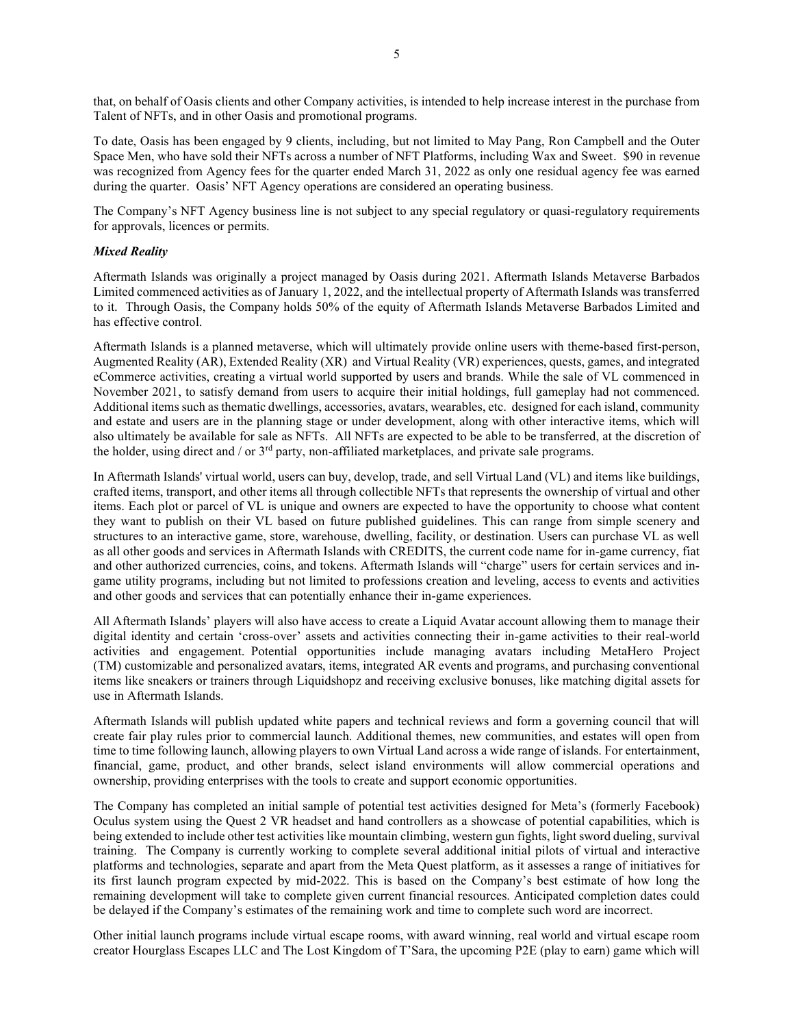that, on behalf of Oasis clients and other Company activities, is intended to help increase interest in the purchase from Talent of NFTs, and in other Oasis and promotional programs.

To date, Oasis has been engaged by 9 clients, including, but not limited to May Pang, Ron Campbell and the Outer Space Men, who have sold their NFTs across a number of NFT Platforms, including Wax and Sweet. $90 in revenue was recognized from Agency fees for the quarter ended March 31, 2022 as only one residual agency fee was earned during the quarter. Oasis' NFT Agency operations are considered an operating business.

The Company's NFT Agency business line is not subject to any special regulatory or quasi-regulatory requirements for approvals, licences or permits.

***Mixed Reality***

Aftermath Islands was originally a project managed by Oasis during 2021. Aftermath Islands Metaverse Barbados Limited commenced activities as of January 1, 2022, and the intellectual property of Aftermath Islands was transferred to it. Through Oasis, the Company holds 50% of the equity of Aftermath Islands Metaverse Barbados Limited and has effective control.

Aftermath Islands is a planned metaverse, which will ultimately provide online users with theme-based first-person, Augmented Reality (AR), Extended Reality (XR) and Virtual Reality (VR) experiences, quests, games, and integrated eCommerce activities, creating a virtual world supported by users and brands. While the sale of VL commenced in November 2021, to satisfy demand from users to acquire their initial holdings, full gameplay had not commenced. Additional items such as thematic dwellings, accessories, avatars, wearables, etc. designed for each island, community and estate and users are in the planning stage or under development, along with other interactive items, which will also ultimately be available for sale as NFTs. All NFTs are expected to be able to be transferred, at the discretion of the holder, using direct and / or 3rd party, non-affiliated marketplaces, and private sale programs.

In Aftermath Islands' virtual world, users can buy, develop, trade, and sell Virtual Land (VL) and items like buildings, crafted items, transport, and other items all through collectible NFTs that represents the ownership of virtual and other items. Each plot or parcel of VL is unique and owners are expected to have the opportunity to choose what content they want to publish on their VL based on future published guidelines. This can range from simple scenery and structures to an interactive game, store, warehouse, dwelling, facility, or destination. Users can purchase VL as well as all other goods and services in Aftermath Islands with CREDITS, the current code name for in-game currency, fiat and other authorized currencies, coins, and tokens. Aftermath Islands will "charge" users for certain services and in-game utility programs, including but not limited to professions creation and leveling, access to events and activities and other goods and services that can potentially enhance their in-game experiences.

All Aftermath Islands' players will also have access to create a Liquid Avatar account allowing them to manage their digital identity and certain 'cross-over' assets and activities connecting their in-game activities to their real-world activities and engagement. Potential opportunities include managing avatars including MetaHero Project (TM) customizable and personalized avatars, items, integrated AR events and programs, and purchasing conventional items like sneakers or trainers through Liquidshopz and receiving exclusive bonuses, like matching digital assets for use in Aftermath Islands.

Aftermath Islands will publish updated white papers and technical reviews and form a governing council that will create fair play rules prior to commercial launch. Additional themes, new communities, and estates will open from time to time following launch, allowing players to own Virtual Land across a wide range of islands. For entertainment, financial, game, product, and other brands, select island environments will allow commercial operations and ownership, providing enterprises with the tools to create and support economic opportunities.

The Company has completed an initial sample of potential test activities designed for Meta's (formerly Facebook) Oculus system using the Quest 2 VR headset and hand controllers as a showcase of potential capabilities, which is being extended to include other test activities like mountain climbing, western gun fights, light sword dueling, survival training. The Company is currently working to complete several additional initial pilots of virtual and interactive platforms and technologies, separate and apart from the Meta Quest platform, as it assesses a range of initiatives for its first launch program expected by mid-2022. This is based on the Company's best estimate of how long the remaining development will take to complete given current financial resources. Anticipated completion dates could be delayed if the Company's estimates of the remaining work and time to complete such word are incorrect.

Other initial launch programs include virtual escape rooms, with award winning, real world and virtual escape room creator Hourglass Escapes LLC and The Lost Kingdom of T'Sara, the upcoming P2E (play to earn) game which will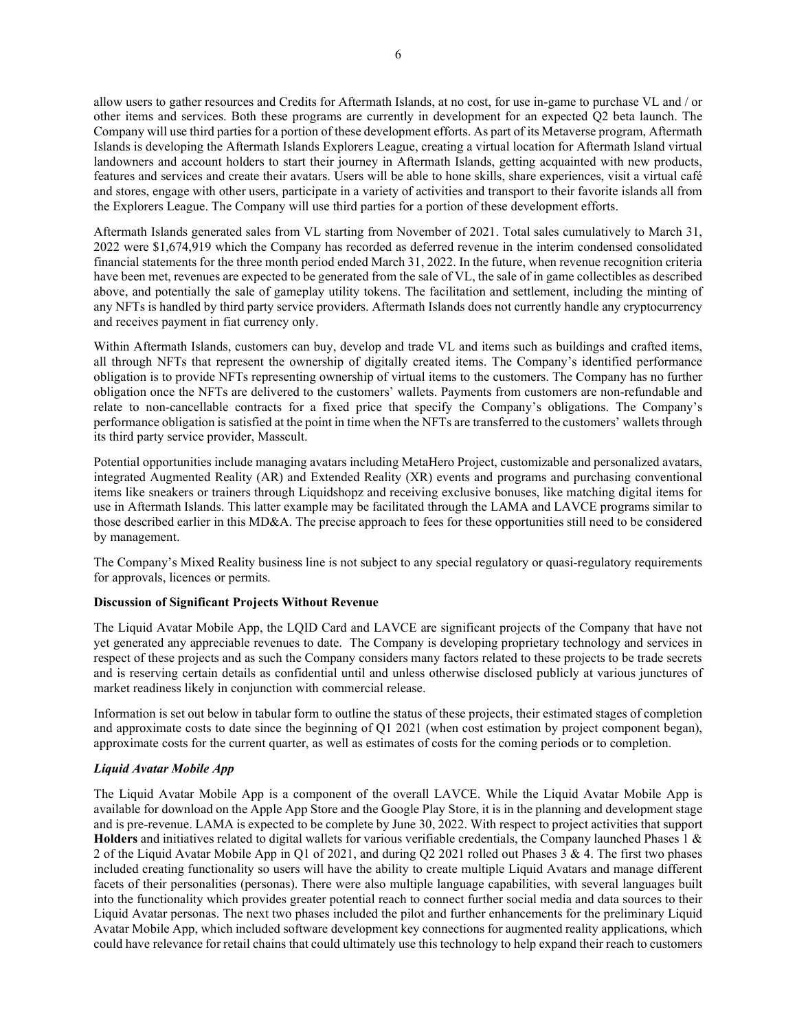allow users to gather resources and Credits for Aftermath Islands, at no cost, for use in-game to purchase VL and / or other items and services. Both these programs are currently in development for an expected Q2 beta launch. The Company will use third parties for a portion of these development efforts. As part of its Metaverse program, Aftermath Islands is developing the Aftermath Islands Explorers League, creating a virtual location for Aftermath Island virtual landowners and account holders to start their journey in Aftermath Islands, getting acquainted with new products, features and services and create their avatars. Users will be able to hone skills, share experiences, visit a virtual café and stores, engage with other users, participate in a variety of activities and transport to their favorite islands all from the Explorers League. The Company will use third parties for a portion of these development efforts.

Aftermath Islands generated sales from VL starting from November of 2021. Total sales cumulatively to March 31, 2022 were $1,674,919 which the Company has recorded as deferred revenue in the interim condensed consolidated financial statements for the three month period ended March 31, 2022. In the future, when revenue recognition criteria have been met, revenues are expected to be generated from the sale of VL, the sale of in game collectibles as described above, and potentially the sale of gameplay utility tokens. The facilitation and settlement, including the minting of any NFTs is handled by third party service providers. Aftermath Islands does not currently handle any cryptocurrency and receives payment in fiat currency only.

Within Aftermath Islands, customers can buy, develop and trade VL and items such as buildings and crafted items, all through NFTs that represent the ownership of digitally created items. The Company's identified performance obligation is to provide NFTs representing ownership of virtual items to the customers. The Company has no further obligation once the NFTs are delivered to the customers' wallets. Payments from customers are non-refundable and relate to non-cancellable contracts for a fixed price that specify the Company's obligations. The Company's performance obligation is satisfied at the point in time when the NFTs are transferred to the customers' wallets through its third party service provider, Masscult.

Potential opportunities include managing avatars including MetaHero Project, customizable and personalized avatars, integrated Augmented Reality (AR) and Extended Reality (XR) events and programs and purchasing conventional items like sneakers or trainers through Liquidshopz and receiving exclusive bonuses, like matching digital items for use in Aftermath Islands. This latter example may be facilitated through the LAMA and LAVCE programs similar to those described earlier in this MD&A. The precise approach to fees for these opportunities still need to be considered by management.

The Company's Mixed Reality business line is not subject to any special regulatory or quasi-regulatory requirements for approvals, licences or permits.

**Discussion of Significant Projects Without Revenue**

The Liquid Avatar Mobile App, the LQID Card and LAVCE are significant projects of the Company that have not yet generated any appreciable revenues to date. The Company is developing proprietary technology and services in respect of these projects and as such the Company considers many factors related to these projects to be trade secrets and is reserving certain details as confidential until and unless otherwise disclosed publicly at various junctures of market readiness likely in conjunction with commercial release.

Information is set out below in tabular form to outline the status of these projects, their estimated stages of completion and approximate costs to date since the beginning of Q1 2021 (when cost estimation by project component began), approximate costs for the current quarter, as well as estimates of costs for the coming periods or to completion.

***Liquid Avatar Mobile App***

The Liquid Avatar Mobile App is a component of the overall LAVCE. While the Liquid Avatar Mobile App is available for download on the Apple App Store and the Google Play Store, it is in the planning and development stage and is pre-revenue. LAMA is expected to be complete by June 30, 2022. With respect to project activities that support **Holders** and initiatives related to digital wallets for various verifiable credentials, the Company launched Phases 1 & 2 of the Liquid Avatar Mobile App in Q1 of 2021, and during Q2 2021 rolled out Phases 3 & 4. The first two phases included creating functionality so users will have the ability to create multiple Liquid Avatars and manage different facets of their personalities (personas). There were also multiple language capabilities, with several languages built into the functionality which provides greater potential reach to connect further social media and data sources to their Liquid Avatar personas. The next two phases included the pilot and further enhancements for the preliminary Liquid Avatar Mobile App, which included software development key connections for augmented reality applications, which could have relevance for retail chains that could ultimately use this technology to help expand their reach to customers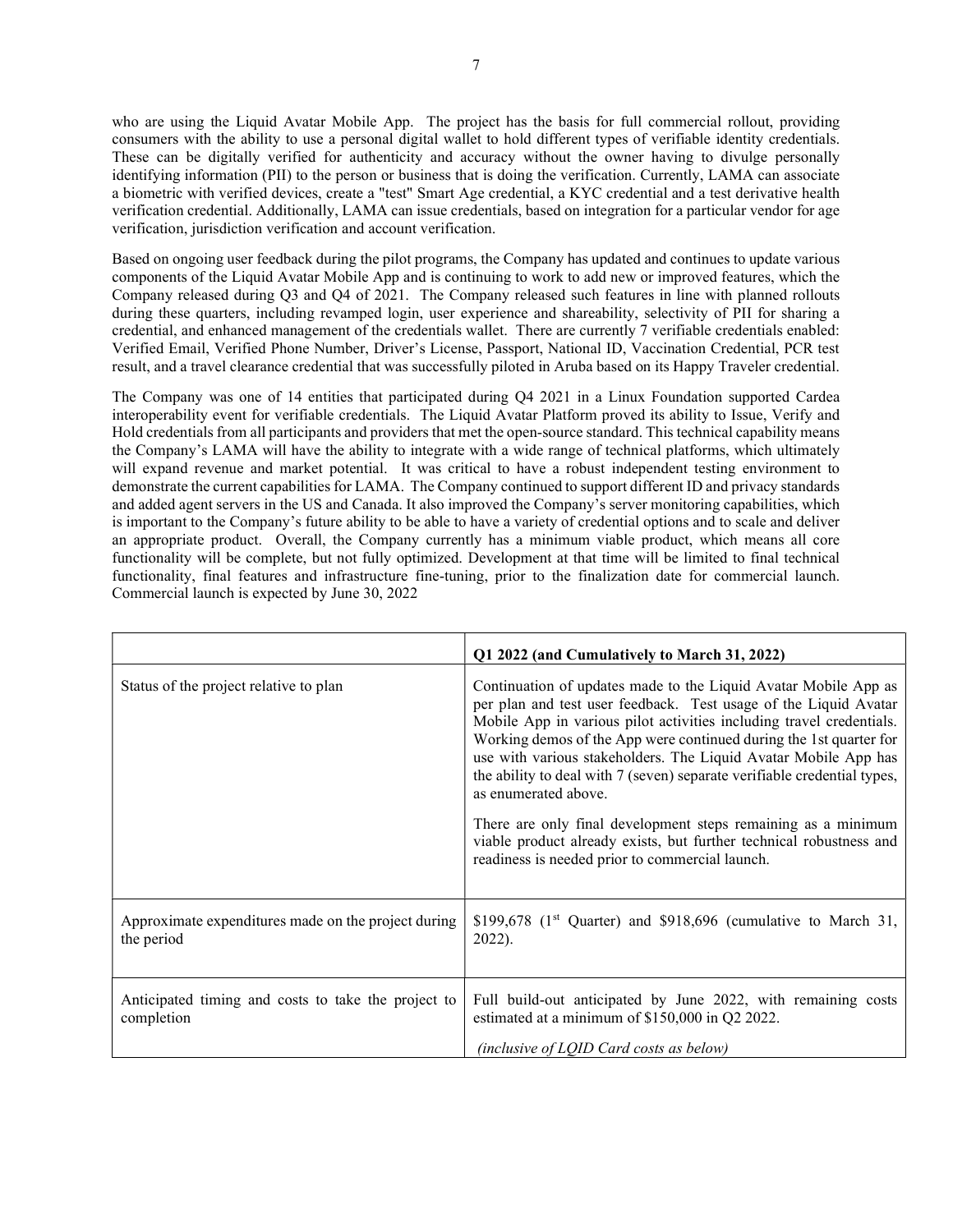who are using the Liquid Avatar Mobile App. The project has the basis for full commercial rollout, providing consumers with the ability to use a personal digital wallet to hold different types of verifiable identity credentials. These can be digitally verified for authenticity and accuracy without the owner having to divulge personally identifying information (PII) to the person or business that is doing the verification. Currently, LAMA can associate a biometric with verified devices, create a "test" Smart Age credential, a KYC credential and a test derivative health verification credential. Additionally, LAMA can issue credentials, based on integration for a particular vendor for age verification, jurisdiction verification and account verification.

Based on ongoing user feedback during the pilot programs, the Company has updated and continues to update various components of the Liquid Avatar Mobile App and is continuing to work to add new or improved features, which the Company released during Q3 and Q4 of 2021. The Company released such features in line with planned rollouts during these quarters, including revamped login, user experience and shareability, selectivity of PII for sharing a credential, and enhanced management of the credentials wallet. There are currently 7 verifiable credentials enabled: Verified Email, Verified Phone Number, Driver's License, Passport, National ID, Vaccination Credential, PCR test result, and a travel clearance credential that was successfully piloted in Aruba based on its Happy Traveler credential.

The Company was one of 14 entities that participated during Q4 2021 in a Linux Foundation supported Cardea interoperability event for verifiable credentials. The Liquid Avatar Platform proved its ability to Issue, Verify and Hold credentials from all participants and providers that met the open-source standard. This technical capability means the Company's LAMA will have the ability to integrate with a wide range of technical platforms, which ultimately will expand revenue and market potential. It was critical to have a robust independent testing environment to demonstrate the current capabilities for LAMA. The Company continued to support different ID and privacy standards and added agent servers in the US and Canada. It also improved the Company's server monitoring capabilities, which is important to the Company's future ability to be able to have a variety of credential options and to scale and deliver an appropriate product. Overall, the Company currently has a minimum viable product, which means all core functionality will be complete, but not fully optimized. Development at that time will be limited to final technical functionality, final features and infrastructure fine-tuning, prior to the finalization date for commercial launch. Commercial launch is expected by June 30, 2022

| | **Q1 2022 (and Cumulatively to March 31, 2022)** |
|---|---|
| Status of the project relative to plan | Continuation of updates made to the Liquid Avatar Mobile App as per plan and test user feedback. Test usage of the Liquid Avatar Mobile App in various pilot activities including travel credentials. Working demos of the App were continued during the 1st quarter for use with various stakeholders. The Liquid Avatar Mobile App has the ability to deal with 7 (seven) separate verifiable credential types, as enumerated above.<br><br>There are only final development steps remaining as a minimum viable product already exists, but further technical robustness and readiness is needed prior to commercial launch. |
| Approximate expenditures made on the project during the period | \$199,678 (1st Quarter) and \$918,696 (cumulative to March 31, 2022). |
| Anticipated timing and costs to take the project to completion | Full build-out anticipated by June 2022, with remaining costs estimated at a minimum of \$150,000 in Q2 2022.<br><br>*(inclusive of LQID Card costs as below)* |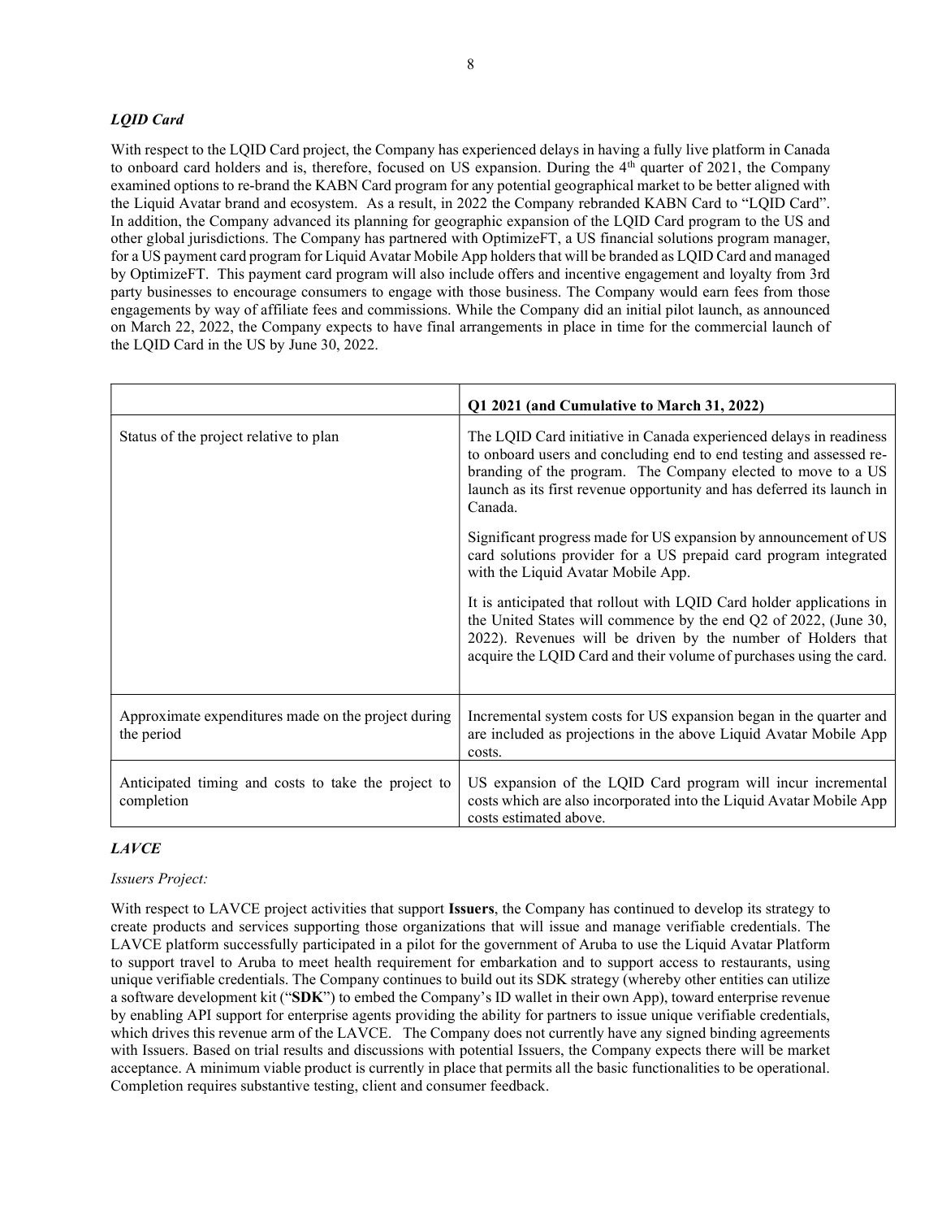### *LQID Card*

With respect to the LQID Card project, the Company has experienced delays in having a fully live platform in Canada to onboard card holders and is, therefore, focused on US expansion. During the 4th quarter of 2021, the Company examined options to re-brand the KABN Card program for any potential geographical market to be better aligned with the Liquid Avatar brand and ecosystem. As a result, in 2022 the Company rebranded KABN Card to "LQID Card". In addition, the Company advanced its planning for geographic expansion of the LQID Card program to the US and other global jurisdictions. The Company has partnered with OptimizeFT, a US financial solutions program manager, for a US payment card program for Liquid Avatar Mobile App holders that will be branded as LQID Card and managed by OptimizeFT. This payment card program will also include offers and incentive engagement and loyalty from 3rd party businesses to encourage consumers to engage with those business. The Company would earn fees from those engagements by way of affiliate fees and commissions. While the Company did an initial pilot launch, as announced on March 22, 2022, the Company expects to have final arrangements in place in time for the commercial launch of the LQID Card in the US by June 30, 2022.

| | **Q1 2021 (and Cumulative to March 31, 2022)** |
|---|---|
| Status of the project relative to plan | The LQID Card initiative in Canada experienced delays in readiness to onboard users and concluding end to end testing and assessed re-branding of the program. The Company elected to move to a US launch as its first revenue opportunity and has deferred its launch in Canada.<br><br>Significant progress made for US expansion by announcement of US card solutions provider for a US prepaid card program integrated with the Liquid Avatar Mobile App.<br><br>It is anticipated that rollout with LQID Card holder applications in the United States will commence by the end Q2 of 2022, (June 30, 2022). Revenues will be driven by the number of Holders that acquire the LQID Card and their volume of purchases using the card. |
| Approximate expenditures made on the project during the period | Incremental system costs for US expansion began in the quarter and are included as projections in the above Liquid Avatar Mobile App costs. |
| Anticipated timing and costs to take the project to completion | US expansion of the LQID Card program will incur incremental costs which are also incorporated into the Liquid Avatar Mobile App costs estimated above. |

### *LAVCE*

*Issuers Project:*

With respect to LAVCE project activities that support **Issuers**, the Company has continued to develop its strategy to create products and services supporting those organizations that will issue and manage verifiable credentials. The LAVCE platform successfully participated in a pilot for the government of Aruba to use the Liquid Avatar Platform to support travel to Aruba to meet health requirement for embarkation and to support access to restaurants, using unique verifiable credentials. The Company continues to build out its SDK strategy (whereby other entities can utilize a software development kit ("**SDK**") to embed the Company's ID wallet in their own App), toward enterprise revenue by enabling API support for enterprise agents providing the ability for partners to issue unique verifiable credentials, which drives this revenue arm of the LAVCE. The Company does not currently have any signed binding agreements with Issuers. Based on trial results and discussions with potential Issuers, the Company expects there will be market acceptance. A minimum viable product is currently in place that permits all the basic functionalities to be operational. Completion requires substantive testing, client and consumer feedback.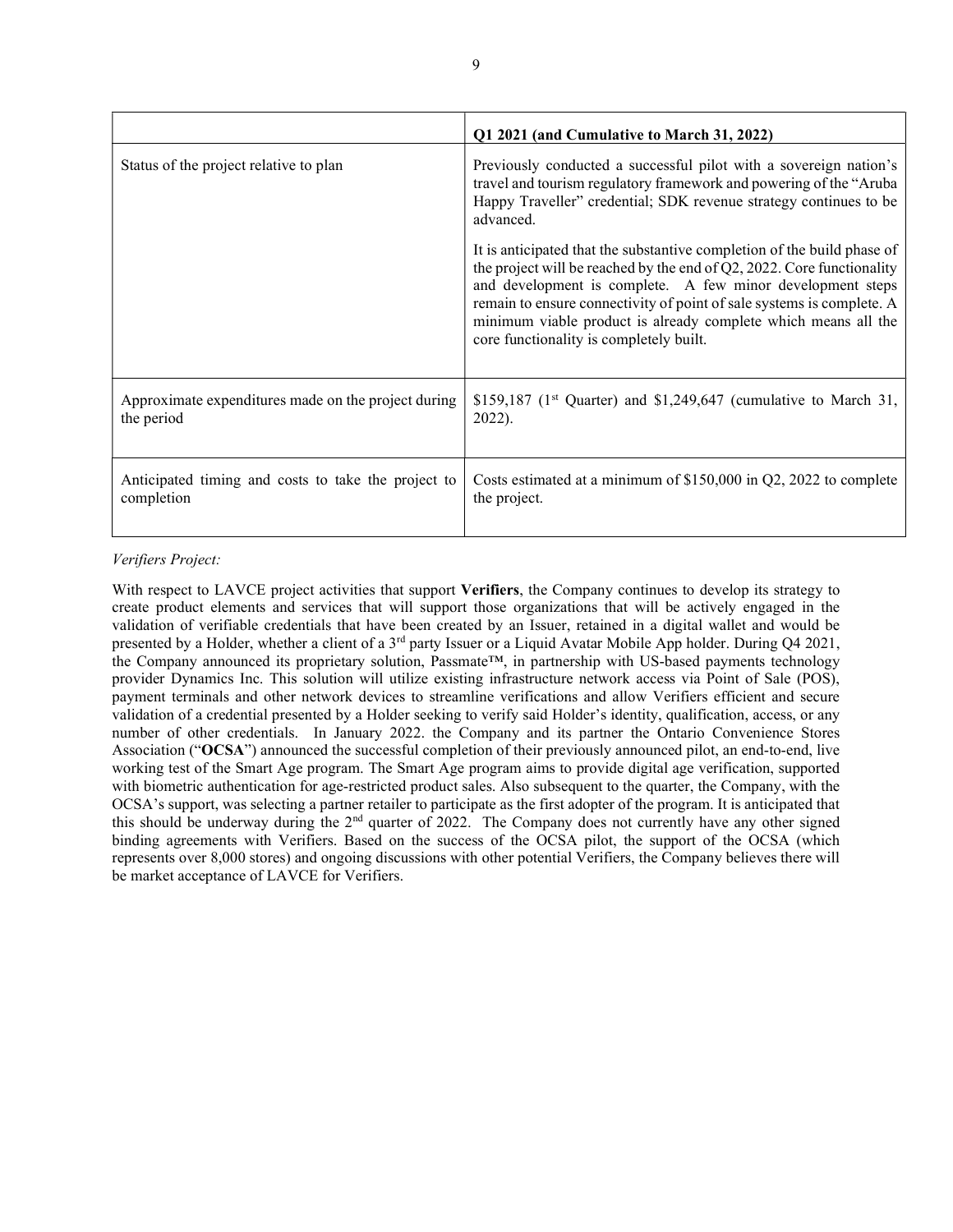| | Q1 2021 (and Cumulative to March 31, 2022) |
|---|---|
| Status of the project relative to plan | Previously conducted a successful pilot with a sovereign nation's travel and tourism regulatory framework and powering of the "Aruba Happy Traveller" credential; SDK revenue strategy continues to be advanced.<br><br>It is anticipated that the substantive completion of the build phase of the project will be reached by the end of Q2, 2022. Core functionality and development is complete. A few minor development steps remain to ensure connectivity of point of sale systems is complete. A minimum viable product is already complete which means all the core functionality is completely built. |
| Approximate expenditures made on the project during the period | \$159,187 (1st Quarter) and \$1,249,647 (cumulative to March 31, 2022). |
| Anticipated timing and costs to take the project to completion | Costs estimated at a minimum of \$150,000 in Q2, 2022 to complete the project. |

*Verifiers Project:*

With respect to LAVCE project activities that support **Verifiers**, the Company continues to develop its strategy to create product elements and services that will support those organizations that will be actively engaged in the validation of verifiable credentials that have been created by an Issuer, retained in a digital wallet and would be presented by a Holder, whether a client of a 3rd party Issuer or a Liquid Avatar Mobile App holder. During Q4 2021, the Company announced its proprietary solution, Passmate™, in partnership with US-based payments technology provider Dynamics Inc. This solution will utilize existing infrastructure network access via Point of Sale (POS), payment terminals and other network devices to streamline verifications and allow Verifiers efficient and secure validation of a credential presented by a Holder seeking to verify said Holder's identity, qualification, access, or any number of other credentials. In January 2022. the Company and its partner the Ontario Convenience Stores Association ("**OCSA**") announced the successful completion of their previously announced pilot, an end-to-end, live working test of the Smart Age program. The Smart Age program aims to provide digital age verification, supported with biometric authentication for age-restricted product sales. Also subsequent to the quarter, the Company, with the OCSA's support, was selecting a partner retailer to participate as the first adopter of the program. It is anticipated that this should be underway during the 2nd quarter of 2022. The Company does not currently have any other signed binding agreements with Verifiers. Based on the success of the OCSA pilot, the support of the OCSA (which represents over 8,000 stores) and ongoing discussions with other potential Verifiers, the Company believes there will be market acceptance of LAVCE for Verifiers.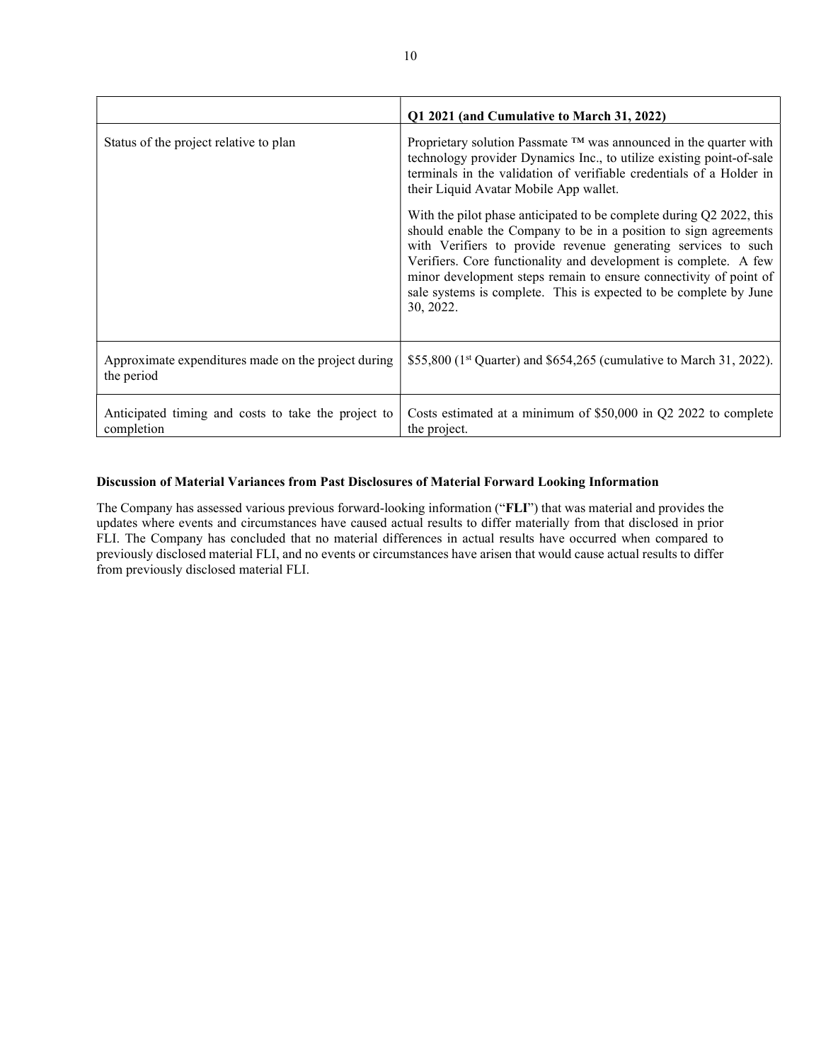| | Q1 2021 (and Cumulative to March 31, 2022) |
|---|---|
| Status of the project relative to plan | Proprietary solution Passmate ™ was announced in the quarter with technology provider Dynamics Inc., to utilize existing point-of-sale terminals in the validation of verifiable credentials of a Holder in their Liquid Avatar Mobile App wallet.<br><br>With the pilot phase anticipated to be complete during Q2 2022, this should enable the Company to be in a position to sign agreements with Verifiers to provide revenue generating services to such Verifiers. Core functionality and development is complete. A few minor development steps remain to ensure connectivity of point of sale systems is complete. This is expected to be complete by June 30, 2022. |
| Approximate expenditures made on the project during the period | $55,800 (1st Quarter) and $654,265 (cumulative to March 31, 2022). |
| Anticipated timing and costs to take the project to completion | Costs estimated at a minimum of $50,000 in Q2 2022 to complete the project. |

**Discussion of Material Variances from Past Disclosures of Material Forward Looking Information**

The Company has assessed various previous forward-looking information ("**FLI**") that was material and provides the updates where events and circumstances have caused actual results to differ materially from that disclosed in prior FLI. The Company has concluded that no material differences in actual results have occurred when compared to previously disclosed material FLI, and no events or circumstances have arisen that would cause actual results to differ from previously disclosed material FLI.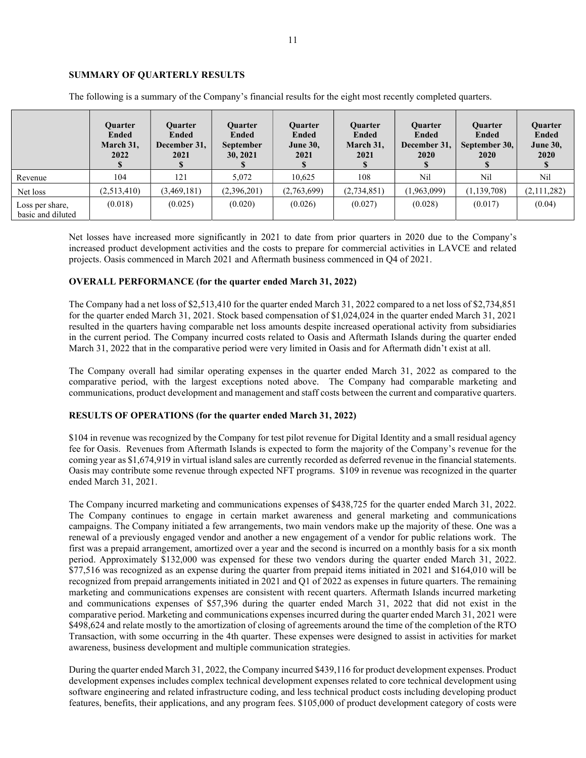## SUMMARY OF QUARTERLY RESULTS

The following is a summary of the Company's financial results for the eight most recently completed quarters.

| | Quarter Ended March 31, 2022 $ | Quarter Ended December 31, 2021 $ | Quarter Ended September 30, 2021 $ | Quarter Ended June 30, 2021 $ | Quarter Ended March 31, 2021 $ | Quarter Ended December 31, 2020 $ | Quarter Ended September 30, 2020 $ | Quarter Ended June 30, 2020 $ |
|---|---|---|---|---|---|---|---|---|
| Revenue | 104 | 121 | 5,072 | 10,625 | 108 | Nil | Nil | Nil |
| Net loss | (2,513,410) | (3,469,181) | (2,396,201) | (2,763,699) | (2,734,851) | (1,963,099) | (1,139,708) | (2,111,282) |
| Loss per share, basic and diluted | (0.018) | (0.025) | (0.020) | (0.026) | (0.027) | (0.028) | (0.017) | (0.04) |

Net losses have increased more significantly in 2021 to date from prior quarters in 2020 due to the Company's increased product development activities and the costs to prepare for commercial activities in LAVCE and related projects. Oasis commenced in March 2021 and Aftermath business commenced in Q4 of 2021.

## OVERALL PERFORMANCE (for the quarter ended March 31, 2022)

The Company had a net loss of $2,513,410 for the quarter ended March 31, 2022 compared to a net loss of $2,734,851 for the quarter ended March 31, 2021. Stock based compensation of $1,024,024 in the quarter ended March 31, 2021 resulted in the quarters having comparable net loss amounts despite increased operational activity from subsidiaries in the current period. The Company incurred costs related to Oasis and Aftermath Islands during the quarter ended March 31, 2022 that in the comparative period were very limited in Oasis and for Aftermath didn't exist at all.

The Company overall had similar operating expenses in the quarter ended March 31, 2022 as compared to the comparative period, with the largest exceptions noted above. The Company had comparable marketing and communications, product development and management and staff costs between the current and comparative quarters.

## RESULTS OF OPERATIONS (for the quarter ended March 31, 2022)

$104 in revenue was recognized by the Company for test pilot revenue for Digital Identity and a small residual agency fee for Oasis. Revenues from Aftermath Islands is expected to form the majority of the Company's revenue for the coming year as $1,674,919 in virtual island sales are currently recorded as deferred revenue in the financial statements. Oasis may contribute some revenue through expected NFT programs. $109 in revenue was recognized in the quarter ended March 31, 2021.

The Company incurred marketing and communications expenses of $438,725 for the quarter ended March 31, 2022. The Company continues to engage in certain market awareness and general marketing and communications campaigns. The Company initiated a few arrangements, two main vendors make up the majority of these. One was a renewal of a previously engaged vendor and another a new engagement of a vendor for public relations work. The first was a prepaid arrangement, amortized over a year and the second is incurred on a monthly basis for a six month period. Approximately $132,000 was expensed for these two vendors during the quarter ended March 31, 2022. $77,516 was recognized as an expense during the quarter from prepaid items initiated in 2021 and $164,010 will be recognized from prepaid arrangements initiated in 2021 and Q1 of 2022 as expenses in future quarters. The remaining marketing and communications expenses are consistent with recent quarters. Aftermath Islands incurred marketing and communications expenses of $57,396 during the quarter ended March 31, 2022 that did not exist in the comparative period. Marketing and communications expenses incurred during the quarter ended March 31, 2021 were $498,624 and relate mostly to the amortization of closing of agreements around the time of the completion of the RTO Transaction, with some occurring in the 4th quarter. These expenses were designed to assist in activities for market awareness, business development and multiple communication strategies.

During the quarter ended March 31, 2022, the Company incurred $439,116 for product development expenses. Product development expenses includes complex technical development expenses related to core technical development using software engineering and related infrastructure coding, and less technical product costs including developing product features, benefits, their applications, and any program fees. $105,000 of product development category of costs were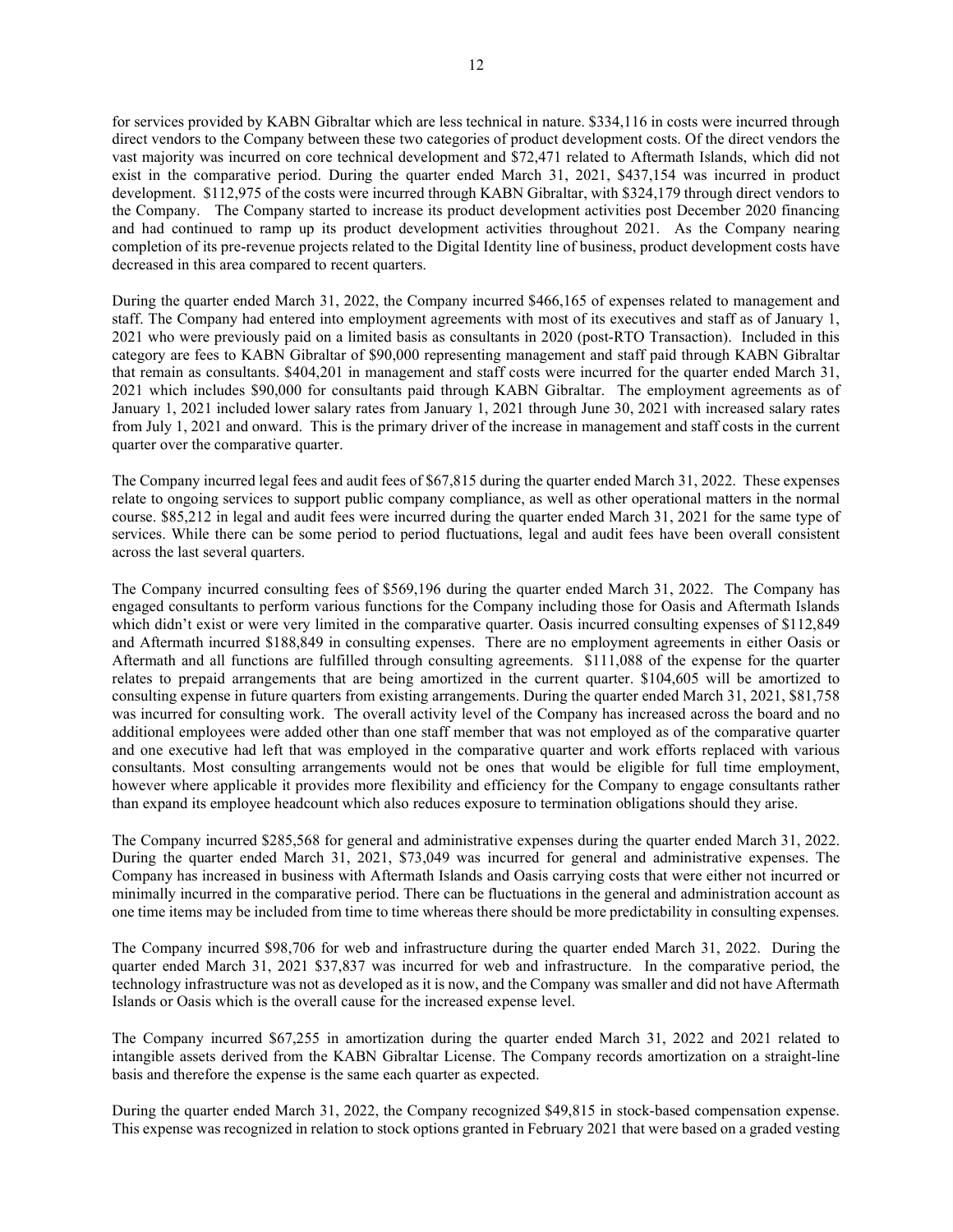for services provided by KABN Gibraltar which are less technical in nature. $334,116 in costs were incurred through direct vendors to the Company between these two categories of product development costs. Of the direct vendors the vast majority was incurred on core technical development and $72,471 related to Aftermath Islands, which did not exist in the comparative period. During the quarter ended March 31, 2021, $437,154 was incurred in product development. $112,975 of the costs were incurred through KABN Gibraltar, with $324,179 through direct vendors to the Company. The Company started to increase its product development activities post December 2020 financing and had continued to ramp up its product development activities throughout 2021. As the Company nearing completion of its pre-revenue projects related to the Digital Identity line of business, product development costs have decreased in this area compared to recent quarters.

During the quarter ended March 31, 2022, the Company incurred $466,165 of expenses related to management and staff. The Company had entered into employment agreements with most of its executives and staff as of January 1, 2021 who were previously paid on a limited basis as consultants in 2020 (post-RTO Transaction). Included in this category are fees to KABN Gibraltar of $90,000 representing management and staff paid through KABN Gibraltar that remain as consultants. $404,201 in management and staff costs were incurred for the quarter ended March 31, 2021 which includes $90,000 for consultants paid through KABN Gibraltar. The employment agreements as of January 1, 2021 included lower salary rates from January 1, 2021 through June 30, 2021 with increased salary rates from July 1, 2021 and onward. This is the primary driver of the increase in management and staff costs in the current quarter over the comparative quarter.

The Company incurred legal fees and audit fees of $67,815 during the quarter ended March 31, 2022. These expenses relate to ongoing services to support public company compliance, as well as other operational matters in the normal course. $85,212 in legal and audit fees were incurred during the quarter ended March 31, 2021 for the same type of services. While there can be some period to period fluctuations, legal and audit fees have been overall consistent across the last several quarters.

The Company incurred consulting fees of $569,196 during the quarter ended March 31, 2022. The Company has engaged consultants to perform various functions for the Company including those for Oasis and Aftermath Islands which didn't exist or were very limited in the comparative quarter. Oasis incurred consulting expenses of $112,849 and Aftermath incurred $188,849 in consulting expenses. There are no employment agreements in either Oasis or Aftermath and all functions are fulfilled through consulting agreements. $111,088 of the expense for the quarter relates to prepaid arrangements that are being amortized in the current quarter. $104,605 will be amortized to consulting expense in future quarters from existing arrangements. During the quarter ended March 31, 2021, $81,758 was incurred for consulting work. The overall activity level of the Company has increased across the board and no additional employees were added other than one staff member that was not employed as of the comparative quarter and one executive had left that was employed in the comparative quarter and work efforts replaced with various consultants. Most consulting arrangements would not be ones that would be eligible for full time employment, however where applicable it provides more flexibility and efficiency for the Company to engage consultants rather than expand its employee headcount which also reduces exposure to termination obligations should they arise.

The Company incurred $285,568 for general and administrative expenses during the quarter ended March 31, 2022. During the quarter ended March 31, 2021, $73,049 was incurred for general and administrative expenses. The Company has increased in business with Aftermath Islands and Oasis carrying costs that were either not incurred or minimally incurred in the comparative period. There can be fluctuations in the general and administration account as one time items may be included from time to time whereas there should be more predictability in consulting expenses.

The Company incurred $98,706 for web and infrastructure during the quarter ended March 31, 2022. During the quarter ended March 31, 2021 $37,837 was incurred for web and infrastructure. In the comparative period, the technology infrastructure was not as developed as it is now, and the Company was smaller and did not have Aftermath Islands or Oasis which is the overall cause for the increased expense level.

The Company incurred $67,255 in amortization during the quarter ended March 31, 2022 and 2021 related to intangible assets derived from the KABN Gibraltar License. The Company records amortization on a straight-line basis and therefore the expense is the same each quarter as expected.

During the quarter ended March 31, 2022, the Company recognized $49,815 in stock-based compensation expense. This expense was recognized in relation to stock options granted in February 2021 that were based on a graded vesting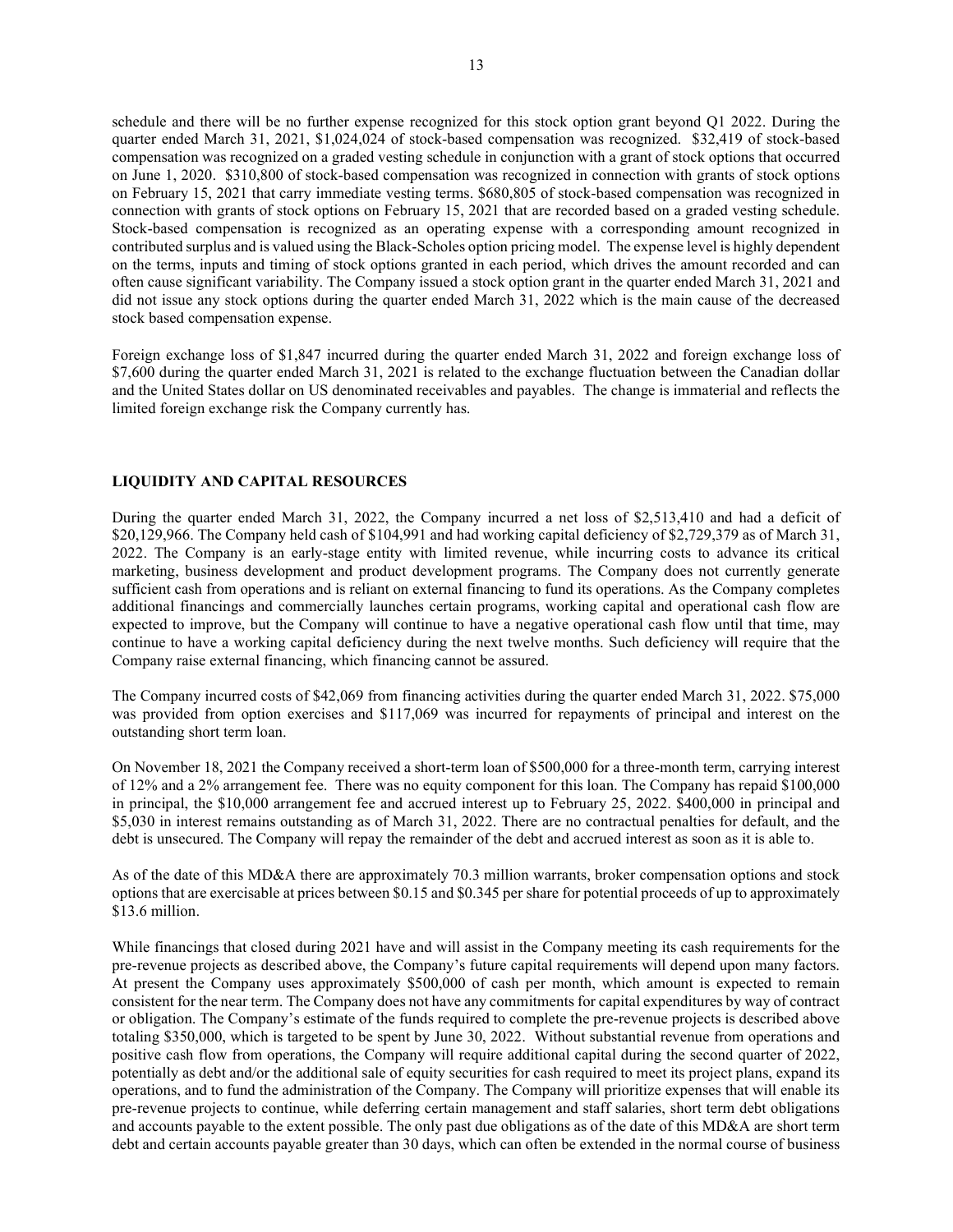schedule and there will be no further expense recognized for this stock option grant beyond Q1 2022. During the quarter ended March 31, 2021, $1,024,024 of stock-based compensation was recognized. $32,419 of stock-based compensation was recognized on a graded vesting schedule in conjunction with a grant of stock options that occurred on June 1, 2020. $310,800 of stock-based compensation was recognized in connection with grants of stock options on February 15, 2021 that carry immediate vesting terms. $680,805 of stock-based compensation was recognized in connection with grants of stock options on February 15, 2021 that are recorded based on a graded vesting schedule. Stock-based compensation is recognized as an operating expense with a corresponding amount recognized in contributed surplus and is valued using the Black-Scholes option pricing model. The expense level is highly dependent on the terms, inputs and timing of stock options granted in each period, which drives the amount recorded and can often cause significant variability. The Company issued a stock option grant in the quarter ended March 31, 2021 and did not issue any stock options during the quarter ended March 31, 2022 which is the main cause of the decreased stock based compensation expense.

Foreign exchange loss of $1,847 incurred during the quarter ended March 31, 2022 and foreign exchange loss of $7,600 during the quarter ended March 31, 2021 is related to the exchange fluctuation between the Canadian dollar and the United States dollar on US denominated receivables and payables. The change is immaterial and reflects the limited foreign exchange risk the Company currently has.

## LIQUIDITY AND CAPITAL RESOURCES

During the quarter ended March 31, 2022, the Company incurred a net loss of $2,513,410 and had a deficit of $20,129,966. The Company held cash of $104,991 and had working capital deficiency of $2,729,379 as of March 31, 2022. The Company is an early-stage entity with limited revenue, while incurring costs to advance its critical marketing, business development and product development programs. The Company does not currently generate sufficient cash from operations and is reliant on external financing to fund its operations. As the Company completes additional financings and commercially launches certain programs, working capital and operational cash flow are expected to improve, but the Company will continue to have a negative operational cash flow until that time, may continue to have a working capital deficiency during the next twelve months. Such deficiency will require that the Company raise external financing, which financing cannot be assured.

The Company incurred costs of $42,069 from financing activities during the quarter ended March 31, 2022. $75,000 was provided from option exercises and $117,069 was incurred for repayments of principal and interest on the outstanding short term loan.

On November 18, 2021 the Company received a short-term loan of $500,000 for a three-month term, carrying interest of 12% and a 2% arrangement fee. There was no equity component for this loan. The Company has repaid $100,000 in principal, the $10,000 arrangement fee and accrued interest up to February 25, 2022. $400,000 in principal and $5,030 in interest remains outstanding as of March 31, 2022. There are no contractual penalties for default, and the debt is unsecured. The Company will repay the remainder of the debt and accrued interest as soon as it is able to.

As of the date of this MD&A there are approximately 70.3 million warrants, broker compensation options and stock options that are exercisable at prices between $0.15 and $0.345 per share for potential proceeds of up to approximately $13.6 million.

While financings that closed during 2021 have and will assist in the Company meeting its cash requirements for the pre-revenue projects as described above, the Company's future capital requirements will depend upon many factors. At present the Company uses approximately $500,000 of cash per month, which amount is expected to remain consistent for the near term. The Company does not have any commitments for capital expenditures by way of contract or obligation. The Company's estimate of the funds required to complete the pre-revenue projects is described above totaling $350,000, which is targeted to be spent by June 30, 2022. Without substantial revenue from operations and positive cash flow from operations, the Company will require additional capital during the second quarter of 2022, potentially as debt and/or the additional sale of equity securities for cash required to meet its project plans, expand its operations, and to fund the administration of the Company. The Company will prioritize expenses that will enable its pre-revenue projects to continue, while deferring certain management and staff salaries, short term debt obligations and accounts payable to the extent possible. The only past due obligations as of the date of this MD&A are short term debt and certain accounts payable greater than 30 days, which can often be extended in the normal course of business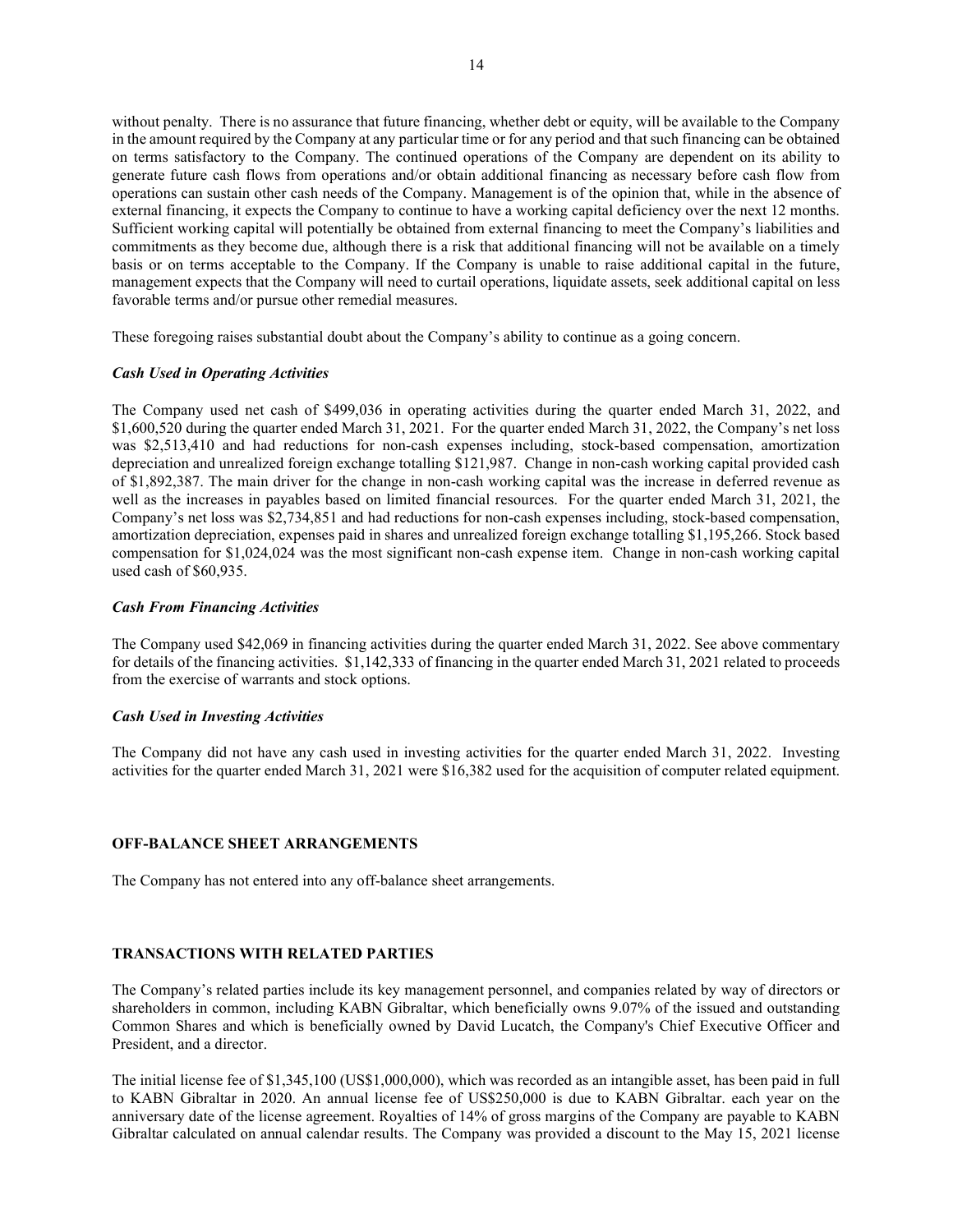without penalty. There is no assurance that future financing, whether debt or equity, will be available to the Company in the amount required by the Company at any particular time or for any period and that such financing can be obtained on terms satisfactory to the Company. The continued operations of the Company are dependent on its ability to generate future cash flows from operations and/or obtain additional financing as necessary before cash flow from operations can sustain other cash needs of the Company. Management is of the opinion that, while in the absence of external financing, it expects the Company to continue to have a working capital deficiency over the next 12 months. Sufficient working capital will potentially be obtained from external financing to meet the Company's liabilities and commitments as they become due, although there is a risk that additional financing will not be available on a timely basis or on terms acceptable to the Company. If the Company is unable to raise additional capital in the future, management expects that the Company will need to curtail operations, liquidate assets, seek additional capital on less favorable terms and/or pursue other remedial measures.

These foregoing raises substantial doubt about the Company's ability to continue as a going concern.

### *Cash Used in Operating Activities*

The Company used net cash of $499,036 in operating activities during the quarter ended March 31, 2022, and $1,600,520 during the quarter ended March 31, 2021. For the quarter ended March 31, 2022, the Company's net loss was $2,513,410 and had reductions for non-cash expenses including, stock-based compensation, amortization depreciation and unrealized foreign exchange totalling $121,987. Change in non-cash working capital provided cash of $1,892,387. The main driver for the change in non-cash working capital was the increase in deferred revenue as well as the increases in payables based on limited financial resources. For the quarter ended March 31, 2021, the Company's net loss was $2,734,851 and had reductions for non-cash expenses including, stock-based compensation, amortization depreciation, expenses paid in shares and unrealized foreign exchange totalling $1,195,266. Stock based compensation for $1,024,024 was the most significant non-cash expense item. Change in non-cash working capital used cash of $60,935.

### *Cash From Financing Activities*

The Company used $42,069 in financing activities during the quarter ended March 31, 2022. See above commentary for details of the financing activities. $1,142,333 of financing in the quarter ended March 31, 2021 related to proceeds from the exercise of warrants and stock options.

### *Cash Used in Investing Activities*

The Company did not have any cash used in investing activities for the quarter ended March 31, 2022. Investing activities for the quarter ended March 31, 2021 were $16,382 used for the acquisition of computer related equipment.

## OFF-BALANCE SHEET ARRANGEMENTS

The Company has not entered into any off-balance sheet arrangements.

## TRANSACTIONS WITH RELATED PARTIES

The Company's related parties include its key management personnel, and companies related by way of directors or shareholders in common, including KABN Gibraltar, which beneficially owns 9.07% of the issued and outstanding Common Shares and which is beneficially owned by David Lucatch, the Company's Chief Executive Officer and President, and a director.

The initial license fee of $1,345,100 (US$1,000,000), which was recorded as an intangible asset, has been paid in full to KABN Gibraltar in 2020. An annual license fee of US$250,000 is due to KABN Gibraltar. each year on the anniversary date of the license agreement. Royalties of 14% of gross margins of the Company are payable to KABN Gibraltar calculated on annual calendar results. The Company was provided a discount to the May 15, 2021 license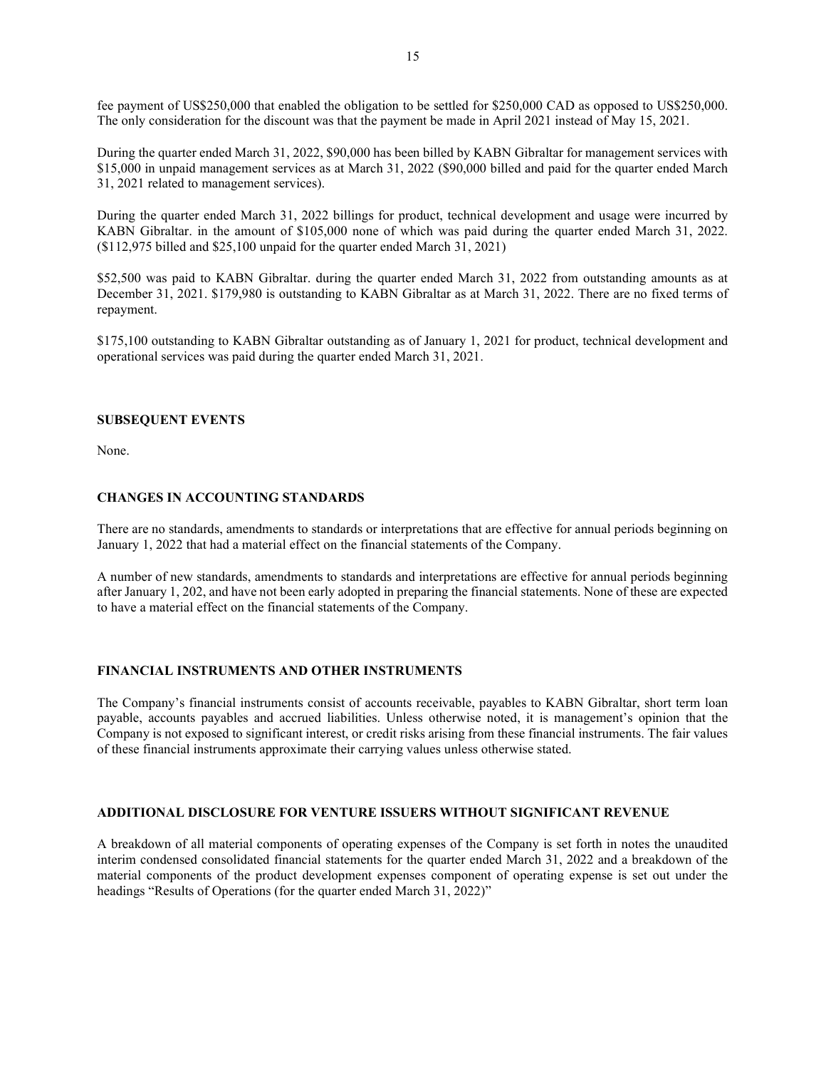fee payment of US$250,000 that enabled the obligation to be settled for $250,000 CAD as opposed to US$250,000. The only consideration for the discount was that the payment be made in April 2021 instead of May 15, 2021.

During the quarter ended March 31, 2022, $90,000 has been billed by KABN Gibraltar for management services with $15,000 in unpaid management services as at March 31, 2022 ($90,000 billed and paid for the quarter ended March 31, 2021 related to management services).

During the quarter ended March 31, 2022 billings for product, technical development and usage were incurred by KABN Gibraltar. in the amount of $105,000 none of which was paid during the quarter ended March 31, 2022. ($112,975 billed and $25,100 unpaid for the quarter ended March 31, 2021)

$52,500 was paid to KABN Gibraltar. during the quarter ended March 31, 2022 from outstanding amounts as at December 31, 2021. $179,980 is outstanding to KABN Gibraltar as at March 31, 2022. There are no fixed terms of repayment.

$175,100 outstanding to KABN Gibraltar outstanding as of January 1, 2021 for product, technical development and operational services was paid during the quarter ended March 31, 2021.

## SUBSEQUENT EVENTS

None.

## CHANGES IN ACCOUNTING STANDARDS

There are no standards, amendments to standards or interpretations that are effective for annual periods beginning on January 1, 2022 that had a material effect on the financial statements of the Company.

A number of new standards, amendments to standards and interpretations are effective for annual periods beginning after January 1, 202, and have not been early adopted in preparing the financial statements. None of these are expected to have a material effect on the financial statements of the Company.

## FINANCIAL INSTRUMENTS AND OTHER INSTRUMENTS

The Company's financial instruments consist of accounts receivable, payables to KABN Gibraltar, short term loan payable, accounts payables and accrued liabilities. Unless otherwise noted, it is management's opinion that the Company is not exposed to significant interest, or credit risks arising from these financial instruments. The fair values of these financial instruments approximate their carrying values unless otherwise stated.

## ADDITIONAL DISCLOSURE FOR VENTURE ISSUERS WITHOUT SIGNIFICANT REVENUE

A breakdown of all material components of operating expenses of the Company is set forth in notes the unaudited interim condensed consolidated financial statements for the quarter ended March 31, 2022 and a breakdown of the material components of the product development expenses component of operating expense is set out under the headings "Results of Operations (for the quarter ended March 31, 2022)"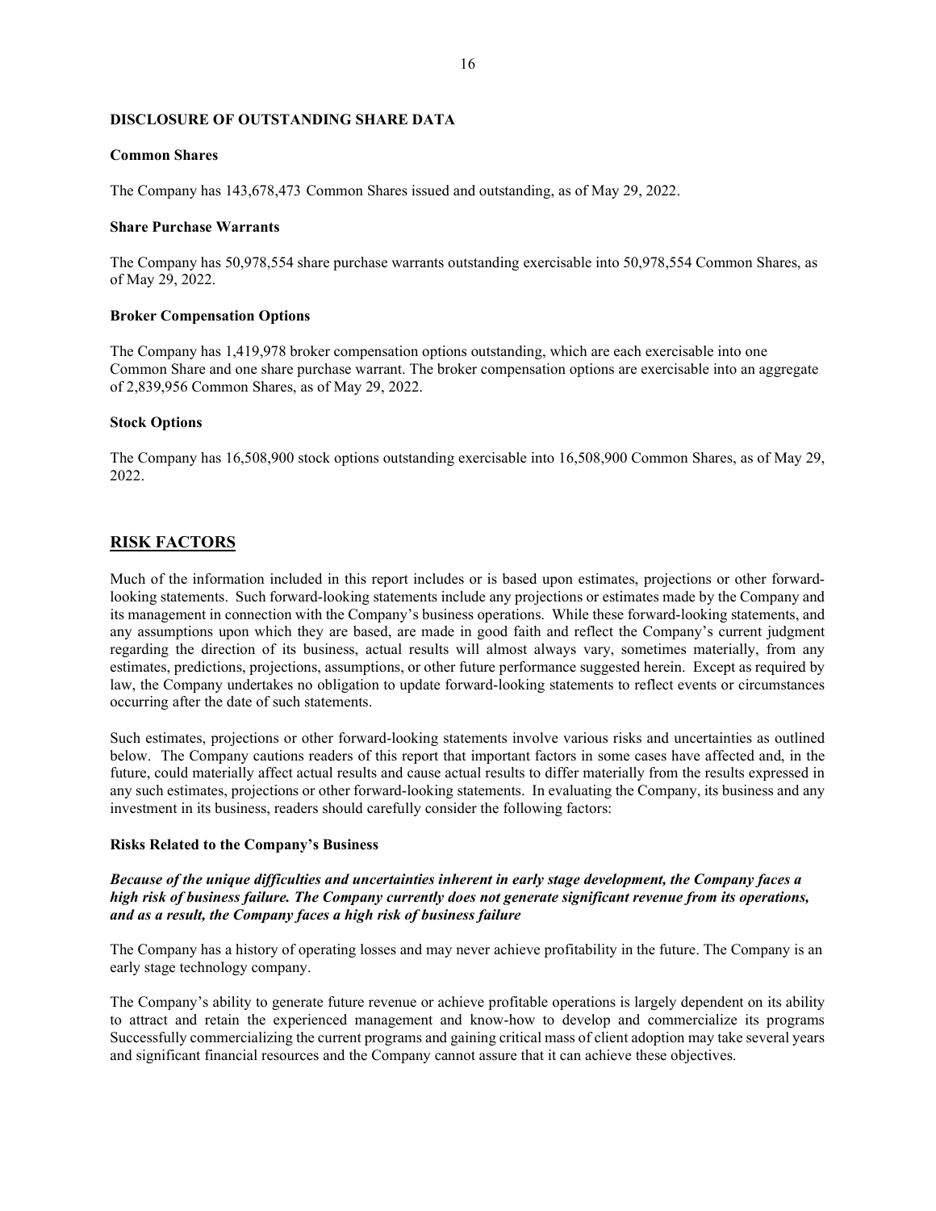## DISCLOSURE OF OUTSTANDING SHARE DATA

### Common Shares

The Company has 143,678,473 Common Shares issued and outstanding, as of May 29, 2022.

### Share Purchase Warrants

The Company has 50,978,554 share purchase warrants outstanding exercisable into 50,978,554 Common Shares, as of May 29, 2022.

### Broker Compensation Options

The Company has 1,419,978 broker compensation options outstanding, which are each exercisable into one Common Share and one share purchase warrant. The broker compensation options are exercisable into an aggregate of 2,839,956 Common Shares, as of May 29, 2022.

### Stock Options

The Company has 16,508,900 stock options outstanding exercisable into 16,508,900 Common Shares, as of May 29, 2022.

## RISK FACTORS

Much of the information included in this report includes or is based upon estimates, projections or other forward-looking statements. Such forward-looking statements include any projections or estimates made by the Company and its management in connection with the Company's business operations. While these forward-looking statements, and any assumptions upon which they are based, are made in good faith and reflect the Company's current judgment regarding the direction of its business, actual results will almost always vary, sometimes materially, from any estimates, predictions, projections, assumptions, or other future performance suggested herein. Except as required by law, the Company undertakes no obligation to update forward-looking statements to reflect events or circumstances occurring after the date of such statements.

Such estimates, projections or other forward-looking statements involve various risks and uncertainties as outlined below. The Company cautions readers of this report that important factors in some cases have affected and, in the future, could materially affect actual results and cause actual results to differ materially from the results expressed in any such estimates, projections or other forward-looking statements. In evaluating the Company, its business and any investment in its business, readers should carefully consider the following factors:

### Risks Related to the Company's Business

***Because of the unique difficulties and uncertainties inherent in early stage development, the Company faces a high risk of business failure. The Company currently does not generate significant revenue from its operations, and as a result, the Company faces a high risk of business failure***

The Company has a history of operating losses and may never achieve profitability in the future. The Company is an early stage technology company.

The Company's ability to generate future revenue or achieve profitable operations is largely dependent on its ability to attract and retain the experienced management and know-how to develop and commercialize its programs Successfully commercializing the current programs and gaining critical mass of client adoption may take several years and significant financial resources and the Company cannot assure that it can achieve these objectives.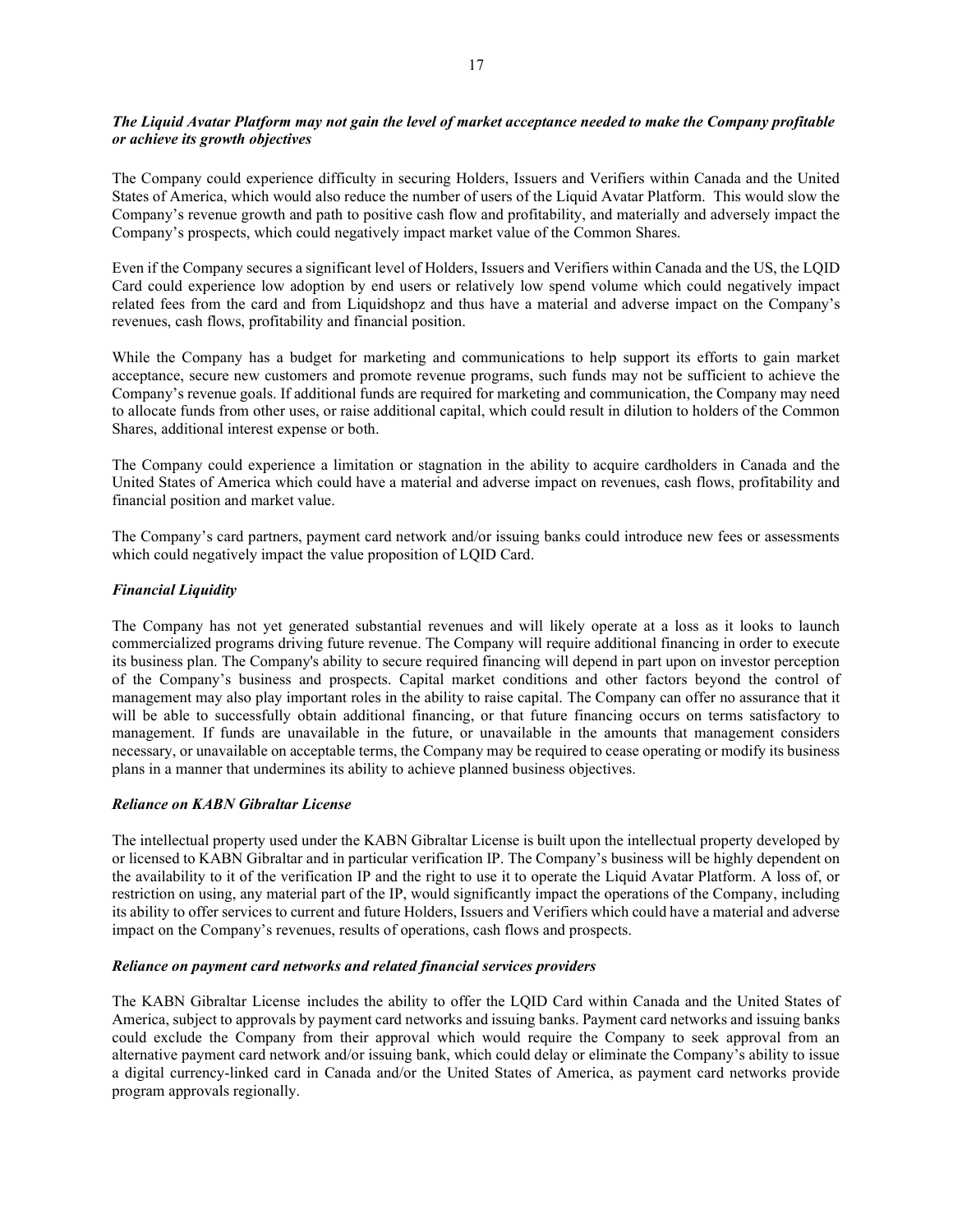***The Liquid Avatar Platform may not gain the level of market acceptance needed to make the Company profitable or achieve its growth objectives***

The Company could experience difficulty in securing Holders, Issuers and Verifiers within Canada and the United States of America, which would also reduce the number of users of the Liquid Avatar Platform. This would slow the Company's revenue growth and path to positive cash flow and profitability, and materially and adversely impact the Company's prospects, which could negatively impact market value of the Common Shares.

Even if the Company secures a significant level of Holders, Issuers and Verifiers within Canada and the US, the LQID Card could experience low adoption by end users or relatively low spend volume which could negatively impact related fees from the card and from Liquidshopz and thus have a material and adverse impact on the Company's revenues, cash flows, profitability and financial position.

While the Company has a budget for marketing and communications to help support its efforts to gain market acceptance, secure new customers and promote revenue programs, such funds may not be sufficient to achieve the Company's revenue goals. If additional funds are required for marketing and communication, the Company may need to allocate funds from other uses, or raise additional capital, which could result in dilution to holders of the Common Shares, additional interest expense or both.

The Company could experience a limitation or stagnation in the ability to acquire cardholders in Canada and the United States of America which could have a material and adverse impact on revenues, cash flows, profitability and financial position and market value.

The Company's card partners, payment card network and/or issuing banks could introduce new fees or assessments which could negatively impact the value proposition of LQID Card.

***Financial Liquidity***

The Company has not yet generated substantial revenues and will likely operate at a loss as it looks to launch commercialized programs driving future revenue. The Company will require additional financing in order to execute its business plan. The Company's ability to secure required financing will depend in part upon on investor perception of the Company's business and prospects. Capital market conditions and other factors beyond the control of management may also play important roles in the ability to raise capital. The Company can offer no assurance that it will be able to successfully obtain additional financing, or that future financing occurs on terms satisfactory to management. If funds are unavailable in the future, or unavailable in the amounts that management considers necessary, or unavailable on acceptable terms, the Company may be required to cease operating or modify its business plans in a manner that undermines its ability to achieve planned business objectives.

***Reliance on KABN Gibraltar License***

The intellectual property used under the KABN Gibraltar License is built upon the intellectual property developed by or licensed to KABN Gibraltar and in particular verification IP. The Company's business will be highly dependent on the availability to it of the verification IP and the right to use it to operate the Liquid Avatar Platform. A loss of, or restriction on using, any material part of the IP, would significantly impact the operations of the Company, including its ability to offer services to current and future Holders, Issuers and Verifiers which could have a material and adverse impact on the Company's revenues, results of operations, cash flows and prospects.

***Reliance on payment card networks and related financial services providers***

The KABN Gibraltar License includes the ability to offer the LQID Card within Canada and the United States of America, subject to approvals by payment card networks and issuing banks. Payment card networks and issuing banks could exclude the Company from their approval which would require the Company to seek approval from an alternative payment card network and/or issuing bank, which could delay or eliminate the Company's ability to issue a digital currency-linked card in Canada and/or the United States of America, as payment card networks provide program approvals regionally.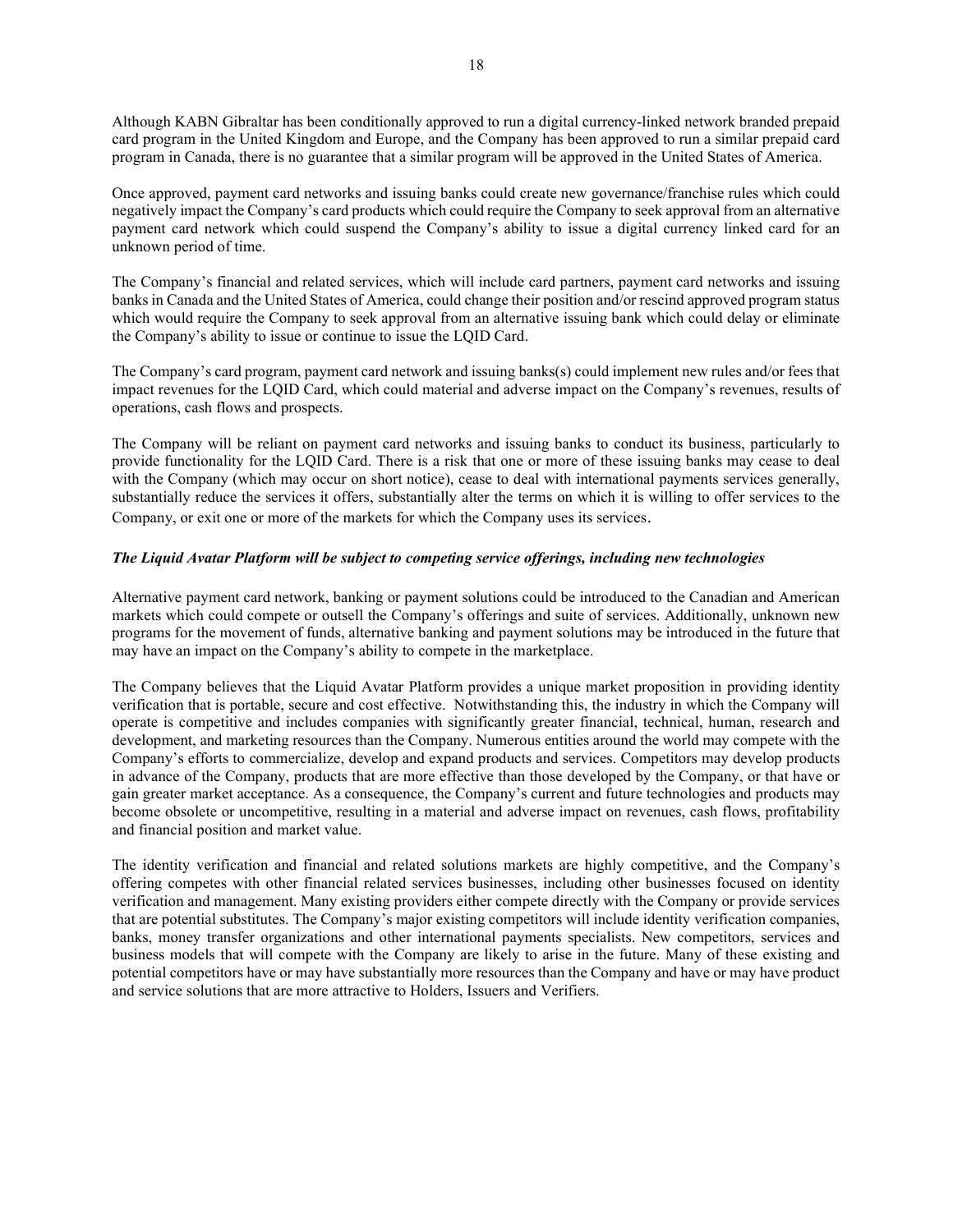Although KABN Gibraltar has been conditionally approved to run a digital currency-linked network branded prepaid card program in the United Kingdom and Europe, and the Company has been approved to run a similar prepaid card program in Canada, there is no guarantee that a similar program will be approved in the United States of America.

Once approved, payment card networks and issuing banks could create new governance/franchise rules which could negatively impact the Company's card products which could require the Company to seek approval from an alternative payment card network which could suspend the Company's ability to issue a digital currency linked card for an unknown period of time.

The Company's financial and related services, which will include card partners, payment card networks and issuing banks in Canada and the United States of America, could change their position and/or rescind approved program status which would require the Company to seek approval from an alternative issuing bank which could delay or eliminate the Company's ability to issue or continue to issue the LQID Card.

The Company's card program, payment card network and issuing banks(s) could implement new rules and/or fees that impact revenues for the LQID Card, which could material and adverse impact on the Company's revenues, results of operations, cash flows and prospects.

The Company will be reliant on payment card networks and issuing banks to conduct its business, particularly to provide functionality for the LQID Card. There is a risk that one or more of these issuing banks may cease to deal with the Company (which may occur on short notice), cease to deal with international payments services generally, substantially reduce the services it offers, substantially alter the terms on which it is willing to offer services to the Company, or exit one or more of the markets for which the Company uses its services.

***The Liquid Avatar Platform will be subject to competing service offerings, including new technologies***

Alternative payment card network, banking or payment solutions could be introduced to the Canadian and American markets which could compete or outsell the Company's offerings and suite of services. Additionally, unknown new programs for the movement of funds, alternative banking and payment solutions may be introduced in the future that may have an impact on the Company's ability to compete in the marketplace.

The Company believes that the Liquid Avatar Platform provides a unique market proposition in providing identity verification that is portable, secure and cost effective. Notwithstanding this, the industry in which the Company will operate is competitive and includes companies with significantly greater financial, technical, human, research and development, and marketing resources than the Company. Numerous entities around the world may compete with the Company's efforts to commercialize, develop and expand products and services. Competitors may develop products in advance of the Company, products that are more effective than those developed by the Company, or that have or gain greater market acceptance. As a consequence, the Company's current and future technologies and products may become obsolete or uncompetitive, resulting in a material and adverse impact on revenues, cash flows, profitability and financial position and market value.

The identity verification and financial and related solutions markets are highly competitive, and the Company's offering competes with other financial related services businesses, including other businesses focused on identity verification and management. Many existing providers either compete directly with the Company or provide services that are potential substitutes. The Company's major existing competitors will include identity verification companies, banks, money transfer organizations and other international payments specialists. New competitors, services and business models that will compete with the Company are likely to arise in the future. Many of these existing and potential competitors have or may have substantially more resources than the Company and have or may have product and service solutions that are more attractive to Holders, Issuers and Verifiers.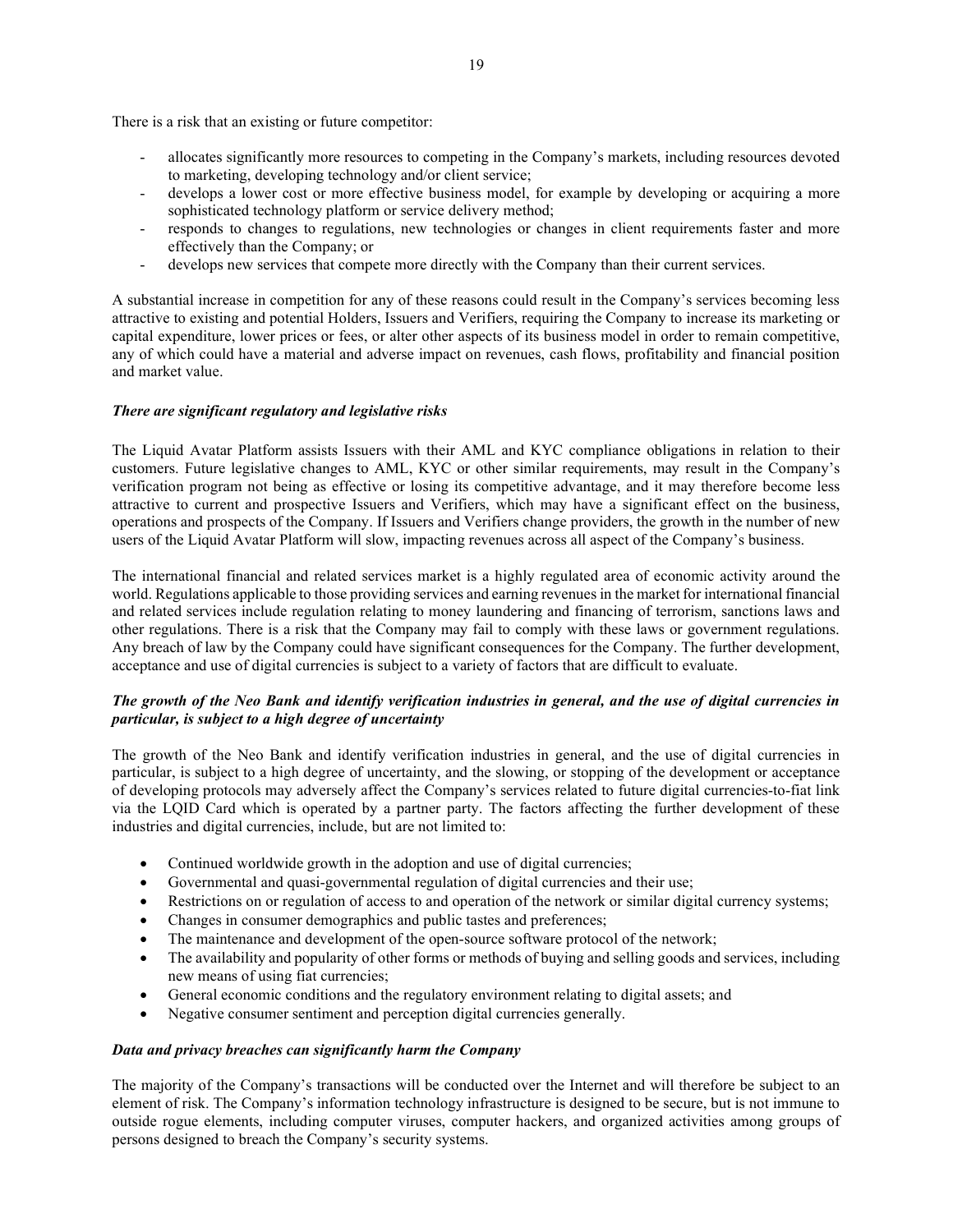There is a risk that an existing or future competitor:

- allocates significantly more resources to competing in the Company's markets, including resources devoted to marketing, developing technology and/or client service;
- develops a lower cost or more effective business model, for example by developing or acquiring a more sophisticated technology platform or service delivery method;
- responds to changes to regulations, new technologies or changes in client requirements faster and more effectively than the Company; or
- develops new services that compete more directly with the Company than their current services.

A substantial increase in competition for any of these reasons could result in the Company's services becoming less attractive to existing and potential Holders, Issuers and Verifiers, requiring the Company to increase its marketing or capital expenditure, lower prices or fees, or alter other aspects of its business model in order to remain competitive, any of which could have a material and adverse impact on revenues, cash flows, profitability and financial position and market value.

***There are significant regulatory and legislative risks***

The Liquid Avatar Platform assists Issuers with their AML and KYC compliance obligations in relation to their customers. Future legislative changes to AML, KYC or other similar requirements, may result in the Company's verification program not being as effective or losing its competitive advantage, and it may therefore become less attractive to current and prospective Issuers and Verifiers, which may have a significant effect on the business, operations and prospects of the Company. If Issuers and Verifiers change providers, the growth in the number of new users of the Liquid Avatar Platform will slow, impacting revenues across all aspect of the Company's business.

The international financial and related services market is a highly regulated area of economic activity around the world. Regulations applicable to those providing services and earning revenues in the market for international financial and related services include regulation relating to money laundering and financing of terrorism, sanctions laws and other regulations. There is a risk that the Company may fail to comply with these laws or government regulations. Any breach of law by the Company could have significant consequences for the Company. The further development, acceptance and use of digital currencies is subject to a variety of factors that are difficult to evaluate.

***The growth of the Neo Bank and identify verification industries in general, and the use of digital currencies in particular, is subject to a high degree of uncertainty***

The growth of the Neo Bank and identify verification industries in general, and the use of digital currencies in particular, is subject to a high degree of uncertainty, and the slowing, or stopping of the development or acceptance of developing protocols may adversely affect the Company's services related to future digital currencies-to-fiat link via the LQID Card which is operated by a partner party. The factors affecting the further development of these industries and digital currencies, include, but are not limited to:

- Continued worldwide growth in the adoption and use of digital currencies;
- Governmental and quasi-governmental regulation of digital currencies and their use;
- Restrictions on or regulation of access to and operation of the network or similar digital currency systems;
- Changes in consumer demographics and public tastes and preferences;
- The maintenance and development of the open-source software protocol of the network;
- The availability and popularity of other forms or methods of buying and selling goods and services, including new means of using fiat currencies;
- General economic conditions and the regulatory environment relating to digital assets; and
- Negative consumer sentiment and perception digital currencies generally.

***Data and privacy breaches can significantly harm the Company***

The majority of the Company's transactions will be conducted over the Internet and will therefore be subject to an element of risk. The Company's information technology infrastructure is designed to be secure, but is not immune to outside rogue elements, including computer viruses, computer hackers, and organized activities among groups of persons designed to breach the Company's security systems.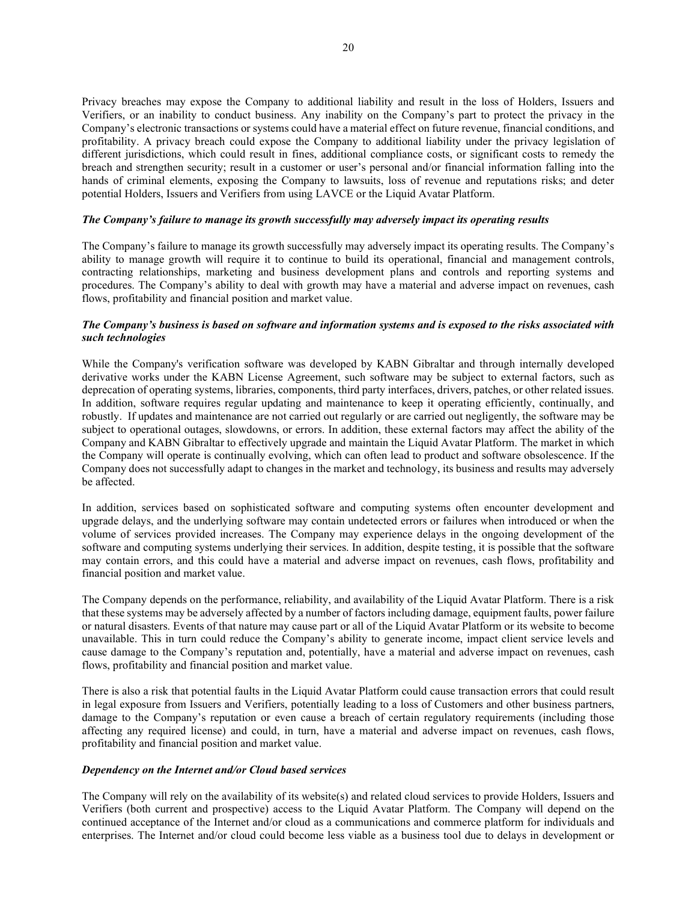Privacy breaches may expose the Company to additional liability and result in the loss of Holders, Issuers and Verifiers, or an inability to conduct business. Any inability on the Company's part to protect the privacy in the Company's electronic transactions or systems could have a material effect on future revenue, financial conditions, and profitability. A privacy breach could expose the Company to additional liability under the privacy legislation of different jurisdictions, which could result in fines, additional compliance costs, or significant costs to remedy the breach and strengthen security; result in a customer or user's personal and/or financial information falling into the hands of criminal elements, exposing the Company to lawsuits, loss of revenue and reputations risks; and deter potential Holders, Issuers and Verifiers from using LAVCE or the Liquid Avatar Platform.

***The Company's failure to manage its growth successfully may adversely impact its operating results***

The Company's failure to manage its growth successfully may adversely impact its operating results. The Company's ability to manage growth will require it to continue to build its operational, financial and management controls, contracting relationships, marketing and business development plans and controls and reporting systems and procedures. The Company's ability to deal with growth may have a material and adverse impact on revenues, cash flows, profitability and financial position and market value.

***The Company's business is based on software and information systems and is exposed to the risks associated with such technologies***

While the Company's verification software was developed by KABN Gibraltar and through internally developed derivative works under the KABN License Agreement, such software may be subject to external factors, such as deprecation of operating systems, libraries, components, third party interfaces, drivers, patches, or other related issues. In addition, software requires regular updating and maintenance to keep it operating efficiently, continually, and robustly. If updates and maintenance are not carried out regularly or are carried out negligently, the software may be subject to operational outages, slowdowns, or errors. In addition, these external factors may affect the ability of the Company and KABN Gibraltar to effectively upgrade and maintain the Liquid Avatar Platform. The market in which the Company will operate is continually evolving, which can often lead to product and software obsolescence. If the Company does not successfully adapt to changes in the market and technology, its business and results may adversely be affected.

In addition, services based on sophisticated software and computing systems often encounter development and upgrade delays, and the underlying software may contain undetected errors or failures when introduced or when the volume of services provided increases. The Company may experience delays in the ongoing development of the software and computing systems underlying their services. In addition, despite testing, it is possible that the software may contain errors, and this could have a material and adverse impact on revenues, cash flows, profitability and financial position and market value.

The Company depends on the performance, reliability, and availability of the Liquid Avatar Platform. There is a risk that these systems may be adversely affected by a number of factors including damage, equipment faults, power failure or natural disasters. Events of that nature may cause part or all of the Liquid Avatar Platform or its website to become unavailable. This in turn could reduce the Company's ability to generate income, impact client service levels and cause damage to the Company's reputation and, potentially, have a material and adverse impact on revenues, cash flows, profitability and financial position and market value.

There is also a risk that potential faults in the Liquid Avatar Platform could cause transaction errors that could result in legal exposure from Issuers and Verifiers, potentially leading to a loss of Customers and other business partners, damage to the Company's reputation or even cause a breach of certain regulatory requirements (including those affecting any required license) and could, in turn, have a material and adverse impact on revenues, cash flows, profitability and financial position and market value.

***Dependency on the Internet and/or Cloud based services***

The Company will rely on the availability of its website(s) and related cloud services to provide Holders, Issuers and Verifiers (both current and prospective) access to the Liquid Avatar Platform. The Company will depend on the continued acceptance of the Internet and/or cloud as a communications and commerce platform for individuals and enterprises. The Internet and/or cloud could become less viable as a business tool due to delays in development or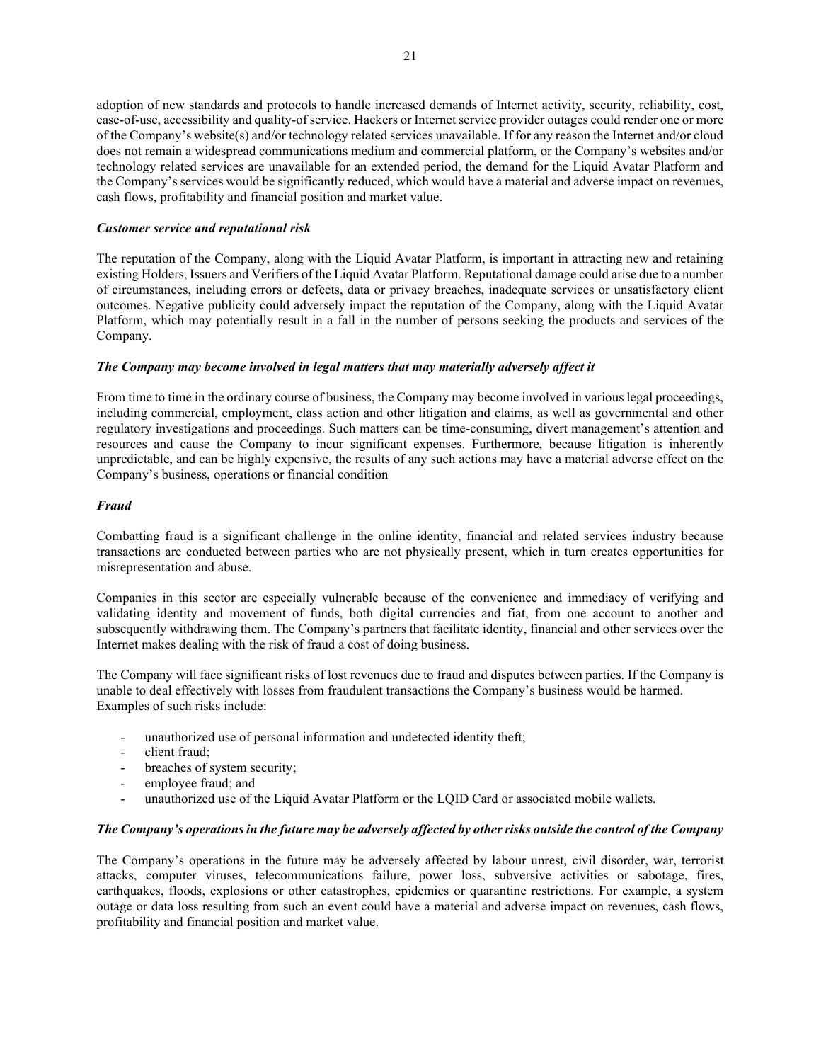adoption of new standards and protocols to handle increased demands of Internet activity, security, reliability, cost, ease-of-use, accessibility and quality-of service. Hackers or Internet service provider outages could render one or more of the Company's website(s) and/or technology related services unavailable. If for any reason the Internet and/or cloud does not remain a widespread communications medium and commercial platform, or the Company's websites and/or technology related services are unavailable for an extended period, the demand for the Liquid Avatar Platform and the Company's services would be significantly reduced, which would have a material and adverse impact on revenues, cash flows, profitability and financial position and market value.

***Customer service and reputational risk***

The reputation of the Company, along with the Liquid Avatar Platform, is important in attracting new and retaining existing Holders, Issuers and Verifiers of the Liquid Avatar Platform. Reputational damage could arise due to a number of circumstances, including errors or defects, data or privacy breaches, inadequate services or unsatisfactory client outcomes. Negative publicity could adversely impact the reputation of the Company, along with the Liquid Avatar Platform, which may potentially result in a fall in the number of persons seeking the products and services of the Company.

***The Company may become involved in legal matters that may materially adversely affect it***

From time to time in the ordinary course of business, the Company may become involved in various legal proceedings, including commercial, employment, class action and other litigation and claims, as well as governmental and other regulatory investigations and proceedings. Such matters can be time-consuming, divert management's attention and resources and cause the Company to incur significant expenses. Furthermore, because litigation is inherently unpredictable, and can be highly expensive, the results of any such actions may have a material adverse effect on the Company's business, operations or financial condition

***Fraud***

Combatting fraud is a significant challenge in the online identity, financial and related services industry because transactions are conducted between parties who are not physically present, which in turn creates opportunities for misrepresentation and abuse.

Companies in this sector are especially vulnerable because of the convenience and immediacy of verifying and validating identity and movement of funds, both digital currencies and fiat, from one account to another and subsequently withdrawing them. The Company's partners that facilitate identity, financial and other services over the Internet makes dealing with the risk of fraud a cost of doing business.

The Company will face significant risks of lost revenues due to fraud and disputes between parties. If the Company is unable to deal effectively with losses from fraudulent transactions the Company's business would be harmed. Examples of such risks include:

- unauthorized use of personal information and undetected identity theft;
- client fraud;
- breaches of system security;
- employee fraud; and
- unauthorized use of the Liquid Avatar Platform or the LQID Card or associated mobile wallets.

***The Company's operations in the future may be adversely affected by other risks outside the control of the Company***

The Company's operations in the future may be adversely affected by labour unrest, civil disorder, war, terrorist attacks, computer viruses, telecommunications failure, power loss, subversive activities or sabotage, fires, earthquakes, floods, explosions or other catastrophes, epidemics or quarantine restrictions. For example, a system outage or data loss resulting from such an event could have a material and adverse impact on revenues, cash flows, profitability and financial position and market value.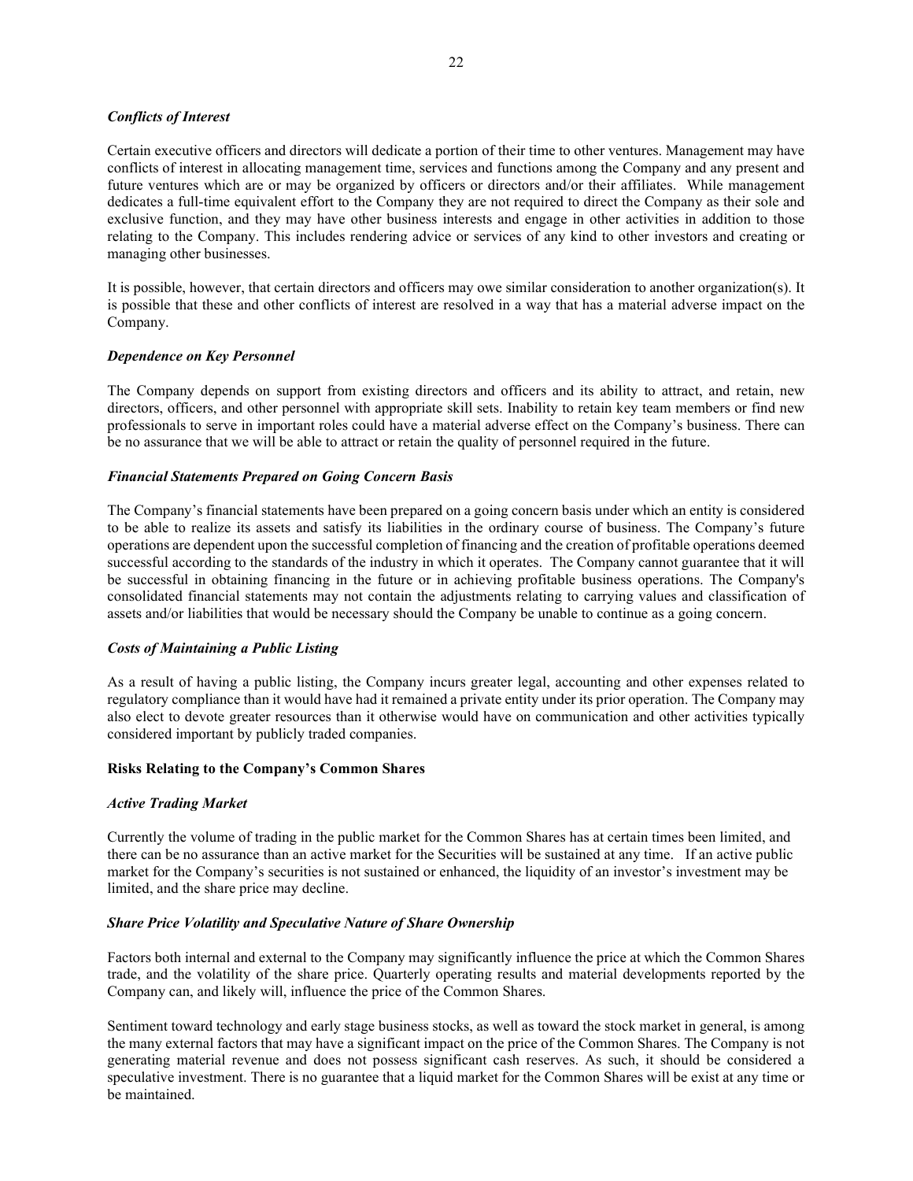*Conflicts of Interest*

Certain executive officers and directors will dedicate a portion of their time to other ventures. Management may have conflicts of interest in allocating management time, services and functions among the Company and any present and future ventures which are or may be organized by officers or directors and/or their affiliates. While management dedicates a full-time equivalent effort to the Company they are not required to direct the Company as their sole and exclusive function, and they may have other business interests and engage in other activities in addition to those relating to the Company. This includes rendering advice or services of any kind to other investors and creating or managing other businesses.

It is possible, however, that certain directors and officers may owe similar consideration to another organization(s). It is possible that these and other conflicts of interest are resolved in a way that has a material adverse impact on the Company.

*Dependence on Key Personnel*

The Company depends on support from existing directors and officers and its ability to attract, and retain, new directors, officers, and other personnel with appropriate skill sets. Inability to retain key team members or find new professionals to serve in important roles could have a material adverse effect on the Company's business. There can be no assurance that we will be able to attract or retain the quality of personnel required in the future.

*Financial Statements Prepared on Going Concern Basis*

The Company's financial statements have been prepared on a going concern basis under which an entity is considered to be able to realize its assets and satisfy its liabilities in the ordinary course of business. The Company's future operations are dependent upon the successful completion of financing and the creation of profitable operations deemed successful according to the standards of the industry in which it operates. The Company cannot guarantee that it will be successful in obtaining financing in the future or in achieving profitable business operations. The Company's consolidated financial statements may not contain the adjustments relating to carrying values and classification of assets and/or liabilities that would be necessary should the Company be unable to continue as a going concern.

*Costs of Maintaining a Public Listing*

As a result of having a public listing, the Company incurs greater legal, accounting and other expenses related to regulatory compliance than it would have had it remained a private entity under its prior operation. The Company may also elect to devote greater resources than it otherwise would have on communication and other activities typically considered important by publicly traded companies.

**Risks Relating to the Company's Common Shares**

*Active Trading Market*

Currently the volume of trading in the public market for the Common Shares has at certain times been limited, and there can be no assurance than an active market for the Securities will be sustained at any time. If an active public market for the Company's securities is not sustained or enhanced, the liquidity of an investor's investment may be limited, and the share price may decline.

*Share Price Volatility and Speculative Nature of Share Ownership*

Factors both internal and external to the Company may significantly influence the price at which the Common Shares trade, and the volatility of the share price. Quarterly operating results and material developments reported by the Company can, and likely will, influence the price of the Common Shares.

Sentiment toward technology and early stage business stocks, as well as toward the stock market in general, is among the many external factors that may have a significant impact on the price of the Common Shares. The Company is not generating material revenue and does not possess significant cash reserves. As such, it should be considered a speculative investment. There is no guarantee that a liquid market for the Common Shares will be exist at any time or be maintained.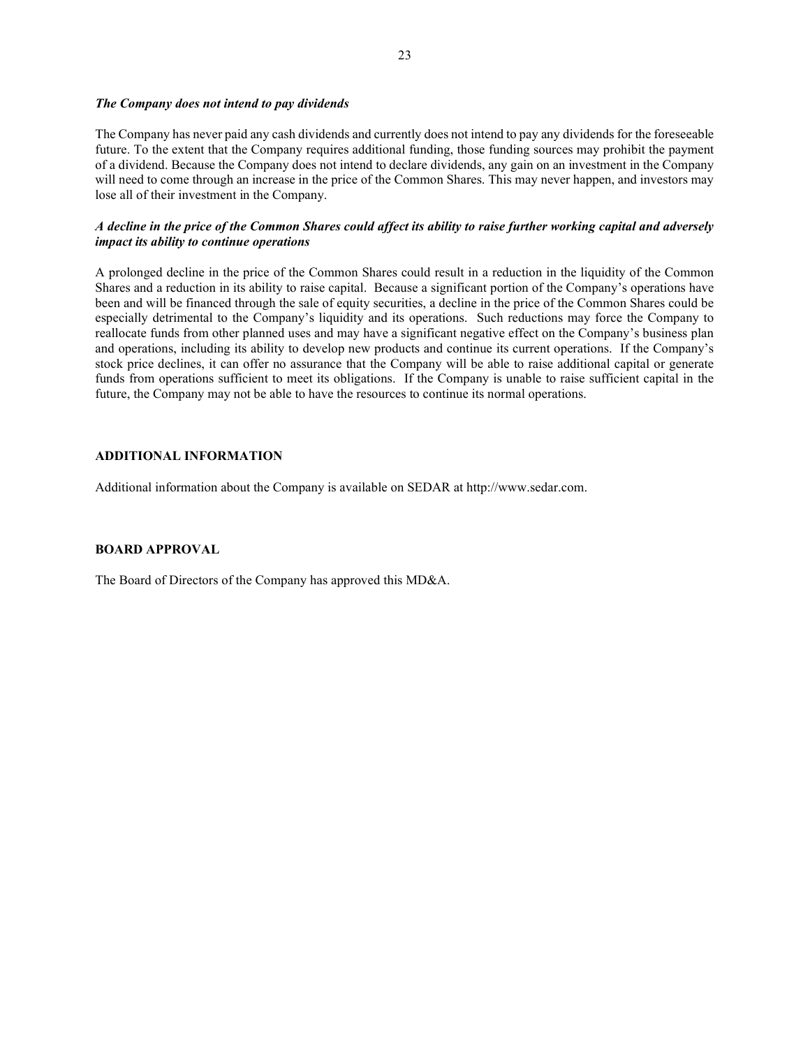***The Company does not intend to pay dividends***

The Company has never paid any cash dividends and currently does not intend to pay any dividends for the foreseeable future. To the extent that the Company requires additional funding, those funding sources may prohibit the payment of a dividend. Because the Company does not intend to declare dividends, any gain on an investment in the Company will need to come through an increase in the price of the Common Shares. This may never happen, and investors may lose all of their investment in the Company.

***A decline in the price of the Common Shares could affect its ability to raise further working capital and adversely impact its ability to continue operations***

A prolonged decline in the price of the Common Shares could result in a reduction in the liquidity of the Common Shares and a reduction in its ability to raise capital. Because a significant portion of the Company's operations have been and will be financed through the sale of equity securities, a decline in the price of the Common Shares could be especially detrimental to the Company's liquidity and its operations. Such reductions may force the Company to reallocate funds from other planned uses and may have a significant negative effect on the Company's business plan and operations, including its ability to develop new products and continue its current operations. If the Company's stock price declines, it can offer no assurance that the Company will be able to raise additional capital or generate funds from operations sufficient to meet its obligations. If the Company is unable to raise sufficient capital in the future, the Company may not be able to have the resources to continue its normal operations.

## ADDITIONAL INFORMATION

Additional information about the Company is available on SEDAR at http://www.sedar.com.

## BOARD APPROVAL

The Board of Directors of the Company has approved this MD&A.